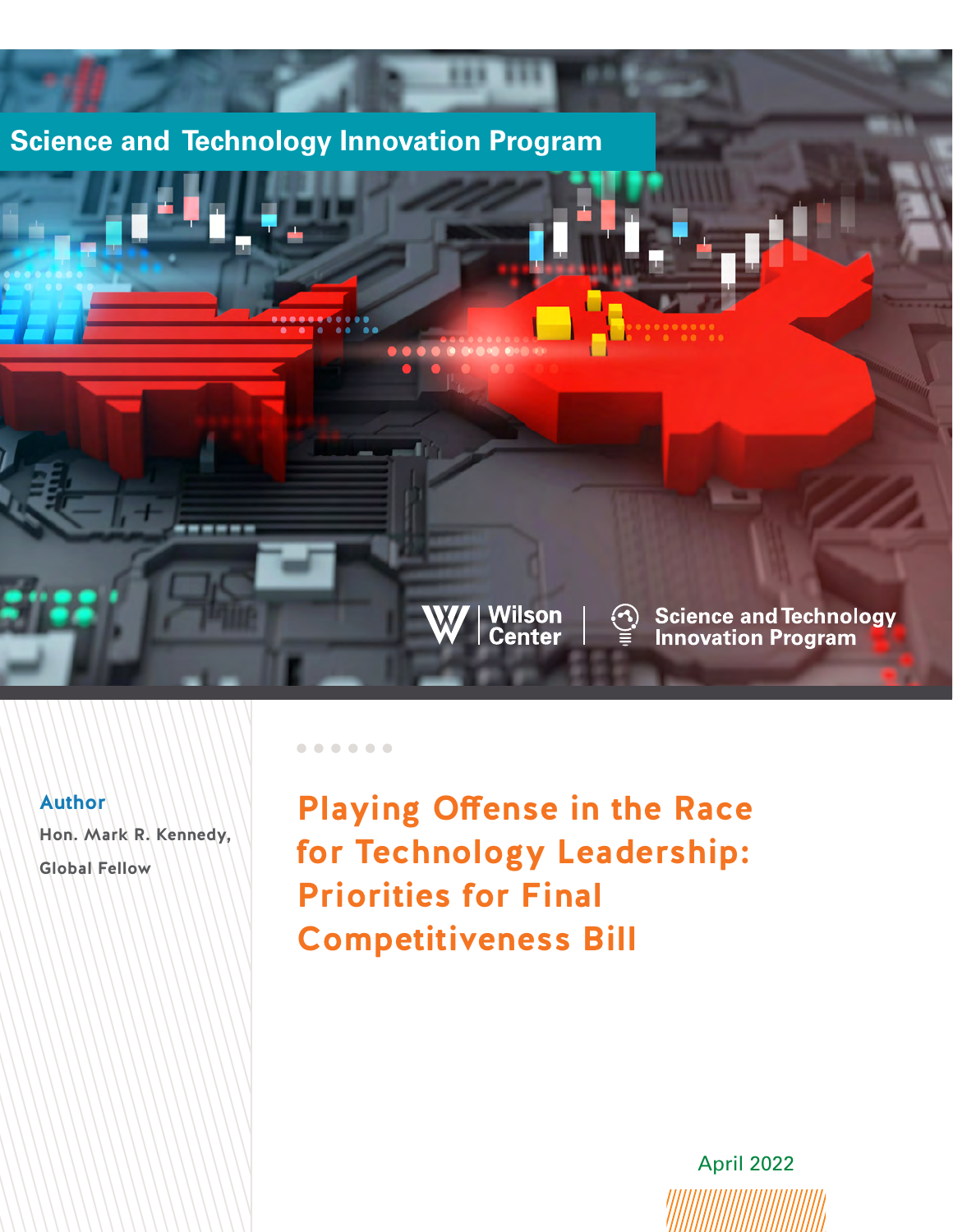Science and Technology Innovation Program

Wilson Center | Science and Technology Innovation Program

**Author**

Hon. Mark R. Kennedy,

Global Fellow

# Playing Offense in the Race for Technology Leadership: Priorities for Final Competitiveness Bill

April 2022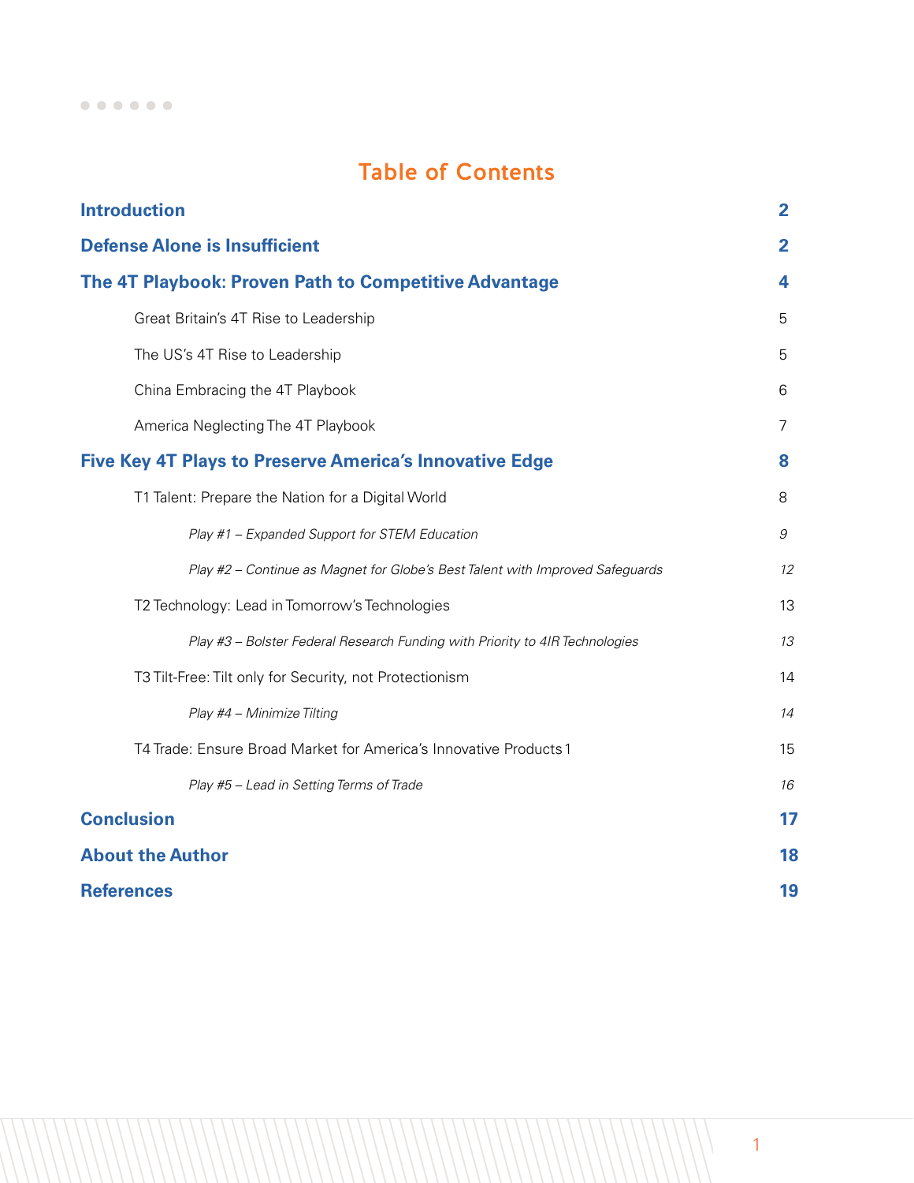# Table of Contents

| | |
|---|---|
| **Introduction** | **2** |
| **Defense Alone is Insufficient** | **2** |
| **The 4T Playbook: Proven Path to Competitive Advantage** | **4** |
| Great Britain's 4T Rise to Leadership | 5 |
| The US's 4T Rise to Leadership | 5 |
| China Embracing the 4T Playbook | 6 |
| America Neglecting The 4T Playbook | 7 |
| **Five Key 4T Plays to Preserve America's Innovative Edge** | **8** |
| T1 Talent: Prepare the Nation for a Digital World | 8 |
| *Play #1 – Expanded Support for STEM Education* | *9* |
| *Play #2 – Continue as Magnet for Globe's Best Talent with Improved Safeguards* | *12* |
| T2 Technology: Lead in Tomorrow's Technologies | 13 |
| *Play #3 – Bolster Federal Research Funding with Priority to 4IR Technologies* | *13* |
| T3 Tilt-Free: Tilt only for Security, not Protectionism | 14 |
| *Play #4 – Minimize Tilting* | *14* |
| T4 Trade: Ensure Broad Market for America's Innovative Products 1 | 15 |
| *Play #5 – Lead in Setting Terms of Trade* | *16* |
| **Conclusion** | **17** |
| **About the Author** | **18** |
| **References** | **19** |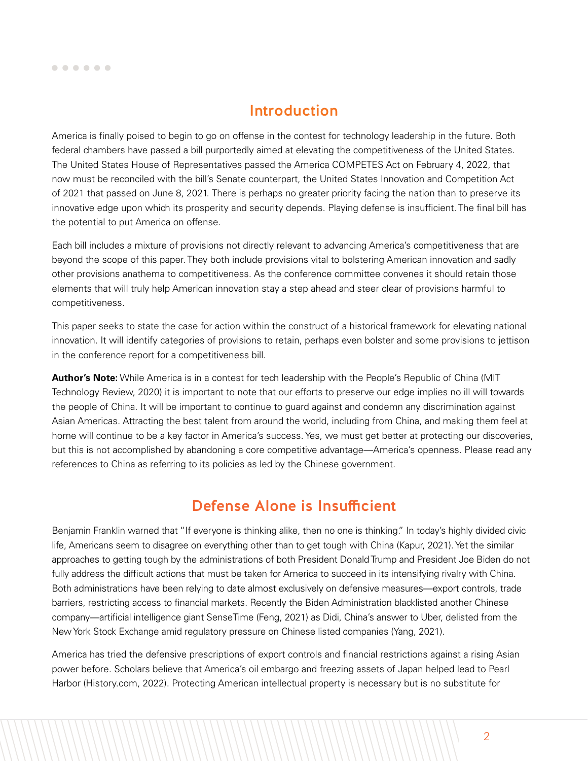## Introduction

America is finally poised to begin to go on offense in the contest for technology leadership in the future. Both federal chambers have passed a bill purportedly aimed at elevating the competitiveness of the United States. The United States House of Representatives passed the America COMPETES Act on February 4, 2022, that now must be reconciled with the bill's Senate counterpart, the United States Innovation and Competition Act of 2021 that passed on June 8, 2021. There is perhaps no greater priority facing the nation than to preserve its innovative edge upon which its prosperity and security depends. Playing defense is insufficient. The final bill has the potential to put America on offense.

Each bill includes a mixture of provisions not directly relevant to advancing America's competitiveness that are beyond the scope of this paper. They both include provisions vital to bolstering American innovation and sadly other provisions anathema to competitiveness. As the conference committee convenes it should retain those elements that will truly help American innovation stay a step ahead and steer clear of provisions harmful to competitiveness.

This paper seeks to state the case for action within the construct of a historical framework for elevating national innovation. It will identify categories of provisions to retain, perhaps even bolster and some provisions to jettison in the conference report for a competitiveness bill.

**Author's Note:** While America is in a contest for tech leadership with the People's Republic of China (MIT Technology Review, 2020) it is important to note that our efforts to preserve our edge implies no ill will towards the people of China. It will be important to continue to guard against and condemn any discrimination against Asian Americas. Attracting the best talent from around the world, including from China, and making them feel at home will continue to be a key factor in America's success. Yes, we must get better at protecting our discoveries, but this is not accomplished by abandoning a core competitive advantage—America's openness. Please read any references to China as referring to its policies as led by the Chinese government.

## Defense Alone is Insufficient

Benjamin Franklin warned that "If everyone is thinking alike, then no one is thinking." In today's highly divided civic life, Americans seem to disagree on everything other than to get tough with China (Kapur, 2021). Yet the similar approaches to getting tough by the administrations of both President Donald Trump and President Joe Biden do not fully address the difficult actions that must be taken for America to succeed in its intensifying rivalry with China. Both administrations have been relying to date almost exclusively on defensive measures—export controls, trade barriers, restricting access to financial markets. Recently the Biden Administration blacklisted another Chinese company—artificial intelligence giant SenseTime (Feng, 2021) as Didi, China's answer to Uber, delisted from the New York Stock Exchange amid regulatory pressure on Chinese listed companies (Yang, 2021).

America has tried the defensive prescriptions of export controls and financial restrictions against a rising Asian power before. Scholars believe that America's oil embargo and freezing assets of Japan helped lead to Pearl Harbor (History.com, 2022). Protecting American intellectual property is necessary but is no substitute for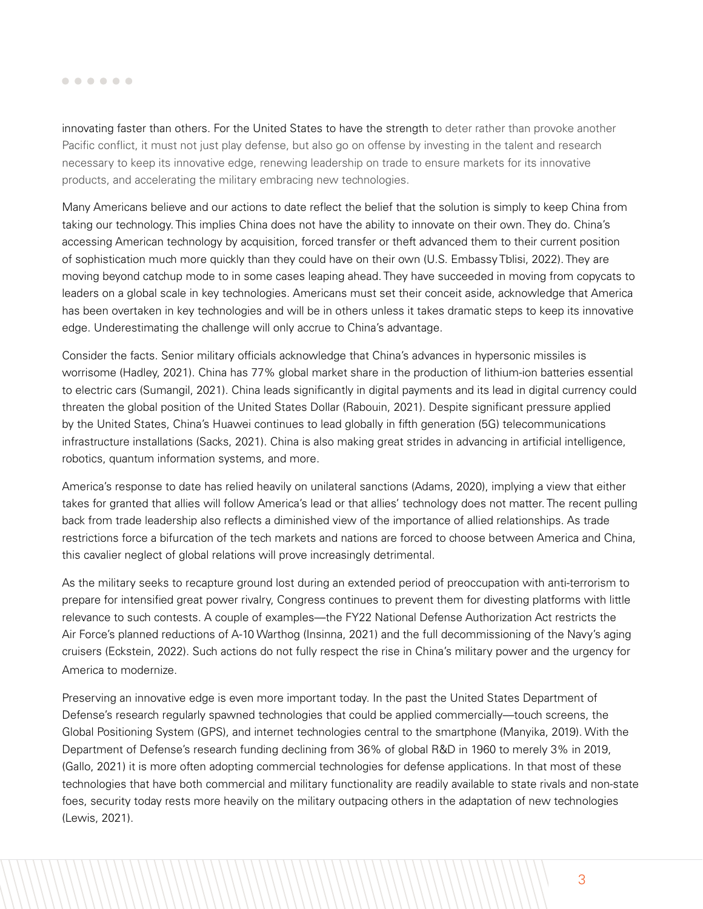innovating faster than others. For the United States to have the strength to deter rather than provoke another Pacific conflict, it must not just play defense, but also go on offense by investing in the talent and research necessary to keep its innovative edge, renewing leadership on trade to ensure markets for its innovative products, and accelerating the military embracing new technologies.

Many Americans believe and our actions to date reflect the belief that the solution is simply to keep China from taking our technology. This implies China does not have the ability to innovate on their own. They do. China's accessing American technology by acquisition, forced transfer or theft advanced them to their current position of sophistication much more quickly than they could have on their own (U.S. Embassy Tblisi, 2022). They are moving beyond catchup mode to in some cases leaping ahead. They have succeeded in moving from copycats to leaders on a global scale in key technologies. Americans must set their conceit aside, acknowledge that America has been overtaken in key technologies and will be in others unless it takes dramatic steps to keep its innovative edge. Underestimating the challenge will only accrue to China's advantage.

Consider the facts. Senior military officials acknowledge that China's advances in hypersonic missiles is worrisome (Hadley, 2021). China has 77% global market share in the production of lithium-ion batteries essential to electric cars (Sumangil, 2021). China leads significantly in digital payments and its lead in digital currency could threaten the global position of the United States Dollar (Rabouin, 2021). Despite significant pressure applied by the United States, China's Huawei continues to lead globally in fifth generation (5G) telecommunications infrastructure installations (Sacks, 2021). China is also making great strides in advancing in artificial intelligence, robotics, quantum information systems, and more.

America's response to date has relied heavily on unilateral sanctions (Adams, 2020), implying a view that either takes for granted that allies will follow America's lead or that allies' technology does not matter. The recent pulling back from trade leadership also reflects a diminished view of the importance of allied relationships. As trade restrictions force a bifurcation of the tech markets and nations are forced to choose between America and China, this cavalier neglect of global relations will prove increasingly detrimental.

As the military seeks to recapture ground lost during an extended period of preoccupation with anti-terrorism to prepare for intensified great power rivalry, Congress continues to prevent them for divesting platforms with little relevance to such contests. A couple of examples—the FY22 National Defense Authorization Act restricts the Air Force's planned reductions of A-10 Warthog (Insinna, 2021) and the full decommissioning of the Navy's aging cruisers (Eckstein, 2022). Such actions do not fully respect the rise in China's military power and the urgency for America to modernize.

Preserving an innovative edge is even more important today. In the past the United States Department of Defense's research regularly spawned technologies that could be applied commercially—touch screens, the Global Positioning System (GPS), and internet technologies central to the smartphone (Manyika, 2019). With the Department of Defense's research funding declining from 36% of global R&D in 1960 to merely 3% in 2019, (Gallo, 2021) it is more often adopting commercial technologies for defense applications. In that most of these technologies that have both commercial and military functionality are readily available to state rivals and non-state foes, security today rests more heavily on the military outpacing others in the adaptation of new technologies (Lewis, 2021).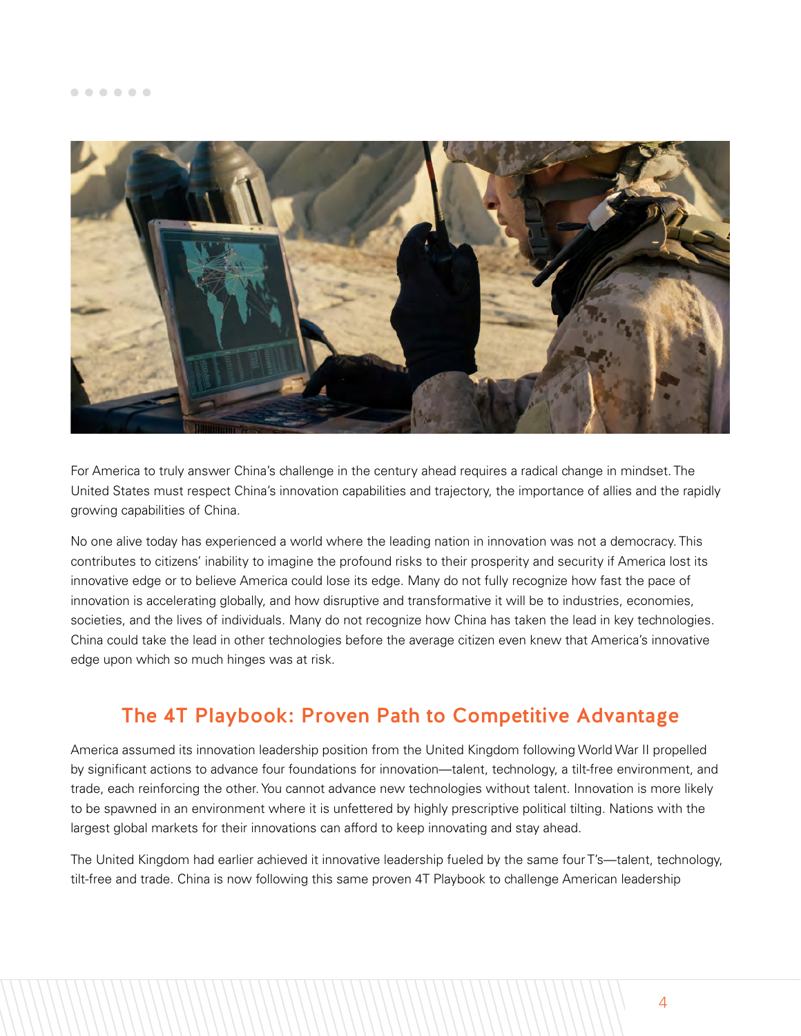For America to truly answer China's challenge in the century ahead requires a radical change in mindset. The United States must respect China's innovation capabilities and trajectory, the importance of allies and the rapidly growing capabilities of China.

No one alive today has experienced a world where the leading nation in innovation was not a democracy. This contributes to citizens' inability to imagine the profound risks to their prosperity and security if America lost its innovative edge or to believe America could lose its edge. Many do not fully recognize how fast the pace of innovation is accelerating globally, and how disruptive and transformative it will be to industries, economies, societies, and the lives of individuals. Many do not recognize how China has taken the lead in key technologies. China could take the lead in other technologies before the average citizen even knew that America's innovative edge upon which so much hinges was at risk.

## The 4T Playbook: Proven Path to Competitive Advantage

America assumed its innovation leadership position from the United Kingdom following World War II propelled by significant actions to advance four foundations for innovation—talent, technology, a tilt-free environment, and trade, each reinforcing the other. You cannot advance new technologies without talent. Innovation is more likely to be spawned in an environment where it is unfettered by highly prescriptive political tilting. Nations with the largest global markets for their innovations can afford to keep innovating and stay ahead.

The United Kingdom had earlier achieved it innovative leadership fueled by the same four T's—talent, technology, tilt-free and trade. China is now following this same proven 4T Playbook to challenge American leadership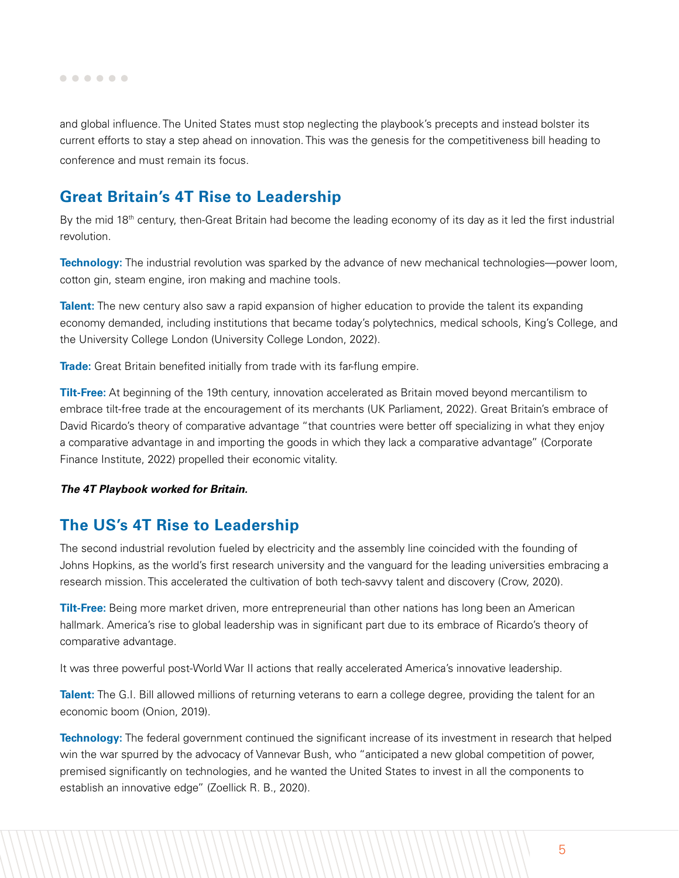and global influence. The United States must stop neglecting the playbook's precepts and instead bolster its current efforts to stay a step ahead on innovation. This was the genesis for the competitiveness bill heading to conference and must remain its focus.

## Great Britain's 4T Rise to Leadership

By the mid 18th century, then-Great Britain had become the leading economy of its day as it led the first industrial revolution.

**Technology:** The industrial revolution was sparked by the advance of new mechanical technologies—power loom, cotton gin, steam engine, iron making and machine tools.

**Talent:** The new century also saw a rapid expansion of higher education to provide the talent its expanding economy demanded, including institutions that became today's polytechnics, medical schools, King's College, and the University College London (University College London, 2022).

**Trade:** Great Britain benefited initially from trade with its far-flung empire.

**Tilt-Free:** At beginning of the 19th century, innovation accelerated as Britain moved beyond mercantilism to embrace tilt-free trade at the encouragement of its merchants (UK Parliament, 2022). Great Britain's embrace of David Ricardo's theory of comparative advantage "that countries were better off specializing in what they enjoy a comparative advantage in and importing the goods in which they lack a comparative advantage" (Corporate Finance Institute, 2022) propelled their economic vitality.

***The 4T Playbook worked for Britain.***

## The US's 4T Rise to Leadership

The second industrial revolution fueled by electricity and the assembly line coincided with the founding of Johns Hopkins, as the world's first research university and the vanguard for the leading universities embracing a research mission. This accelerated the cultivation of both tech-savvy talent and discovery (Crow, 2020).

**Tilt-Free:** Being more market driven, more entrepreneurial than other nations has long been an American hallmark. America's rise to global leadership was in significant part due to its embrace of Ricardo's theory of comparative advantage.

It was three powerful post-World War II actions that really accelerated America's innovative leadership.

**Talent:** The G.I. Bill allowed millions of returning veterans to earn a college degree, providing the talent for an economic boom (Onion, 2019).

**Technology:** The federal government continued the significant increase of its investment in research that helped win the war spurred by the advocacy of Vannevar Bush, who "anticipated a new global competition of power, premised significantly on technologies, and he wanted the United States to invest in all the components to establish an innovative edge" (Zoellick R. B., 2020).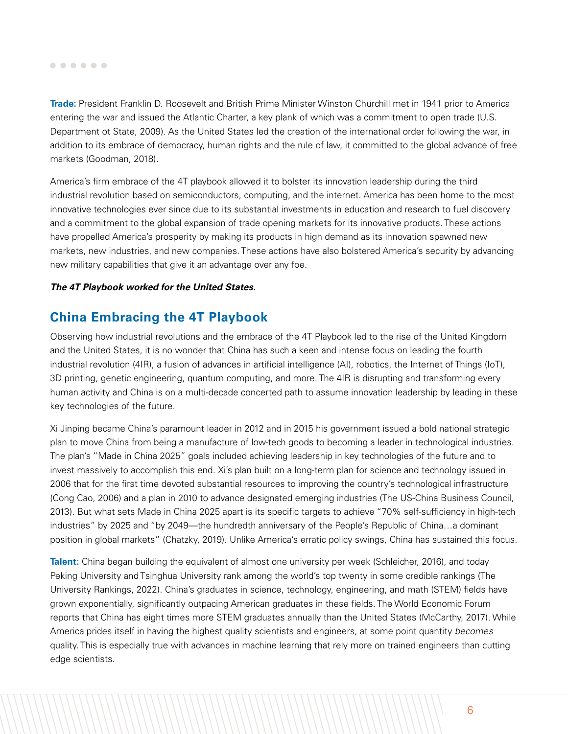**Trade:** President Franklin D. Roosevelt and British Prime Minister Winston Churchill met in 1941 prior to America entering the war and issued the Atlantic Charter, a key plank of which was a commitment to open trade (U.S. Department ot State, 2009). As the United States led the creation of the international order following the war, in addition to its embrace of democracy, human rights and the rule of law, it committed to the global advance of free markets (Goodman, 2018).

America's firm embrace of the 4T playbook allowed it to bolster its innovation leadership during the third industrial revolution based on semiconductors, computing, and the internet. America has been home to the most innovative technologies ever since due to its substantial investments in education and research to fuel discovery and a commitment to the global expansion of trade opening markets for its innovative products. These actions have propelled America's prosperity by making its products in high demand as its innovation spawned new markets, new industries, and new companies. These actions have also bolstered America's security by advancing new military capabilities that give it an advantage over any foe.

***The 4T Playbook worked for the United States.***

## China Embracing the 4T Playbook

Observing how industrial revolutions and the embrace of the 4T Playbook led to the rise of the United Kingdom and the United States, it is no wonder that China has such a keen and intense focus on leading the fourth industrial revolution (4IR), a fusion of advances in artificial intelligence (AI), robotics, the Internet of Things (IoT), 3D printing, genetic engineering, quantum computing, and more. The 4IR is disrupting and transforming every human activity and China is on a multi-decade concerted path to assume innovation leadership by leading in these key technologies of the future.

Xi Jinping became China's paramount leader in 2012 and in 2015 his government issued a bold national strategic plan to move China from being a manufacture of low-tech goods to becoming a leader in technological industries. The plan's "Made in China 2025" goals included achieving leadership in key technologies of the future and to invest massively to accomplish this end. Xi's plan built on a long-term plan for science and technology issued in 2006 that for the first time devoted substantial resources to improving the country's technological infrastructure (Cong Cao, 2006) and a plan in 2010 to advance designated emerging industries (The US-China Business Council, 2013). But what sets Made in China 2025 apart is its specific targets to achieve "70% self-sufficiency in high-tech industries" by 2025 and "by 2049—the hundredth anniversary of the People's Republic of China…a dominant position in global markets" (Chatzky, 2019). Unlike America's erratic policy swings, China has sustained this focus.

**Talent:** China began building the equivalent of almost one university per week (Schleicher, 2016), and today Peking University and Tsinghua University rank among the world's top twenty in some credible rankings (The University Rankings, 2022). China's graduates in science, technology, engineering, and math (STEM) fields have grown exponentially, significantly outpacing American graduates in these fields. The World Economic Forum reports that China has eight times more STEM graduates annually than the United States (McCarthy, 2017). While America prides itself in having the highest quality scientists and engineers, at some point quantity *becomes* quality. This is especially true with advances in machine learning that rely more on trained engineers than cutting edge scientists.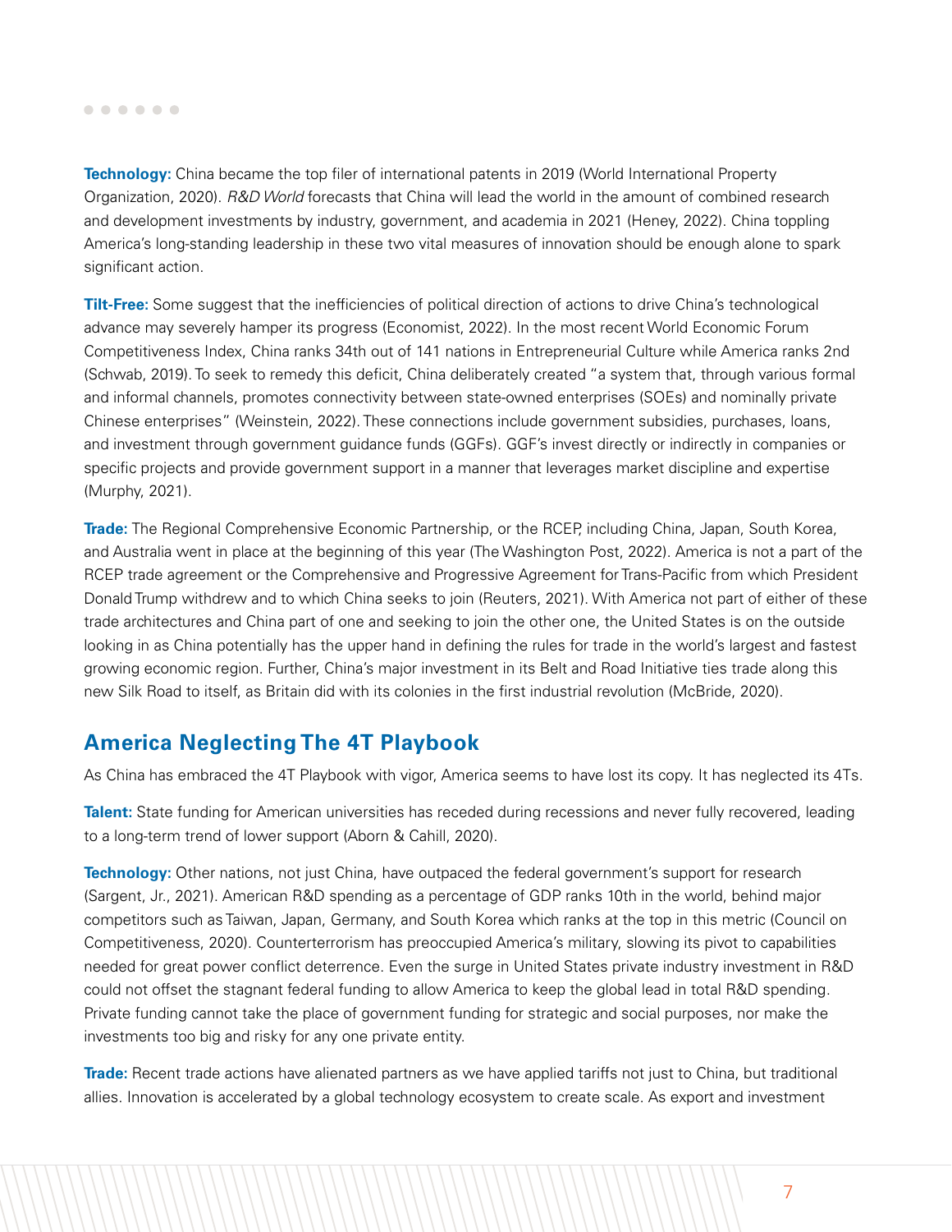**Technology:** China became the top filer of international patents in 2019 (World International Property Organization, 2020). *R&D World* forecasts that China will lead the world in the amount of combined research and development investments by industry, government, and academia in 2021 (Heney, 2022). China toppling America's long-standing leadership in these two vital measures of innovation should be enough alone to spark significant action.

**Tilt-Free:** Some suggest that the inefficiencies of political direction of actions to drive China's technological advance may severely hamper its progress (Economist, 2022). In the most recent World Economic Forum Competitiveness Index, China ranks 34th out of 141 nations in Entrepreneurial Culture while America ranks 2nd (Schwab, 2019). To seek to remedy this deficit, China deliberately created "a system that, through various formal and informal channels, promotes connectivity between state-owned enterprises (SOEs) and nominally private Chinese enterprises" (Weinstein, 2022). These connections include government subsidies, purchases, loans, and investment through government guidance funds (GGFs). GGF's invest directly or indirectly in companies or specific projects and provide government support in a manner that leverages market discipline and expertise (Murphy, 2021).

**Trade:** The Regional Comprehensive Economic Partnership, or the RCEP, including China, Japan, South Korea, and Australia went in place at the beginning of this year (The Washington Post, 2022). America is not a part of the RCEP trade agreement or the Comprehensive and Progressive Agreement for Trans-Pacific from which President Donald Trump withdrew and to which China seeks to join (Reuters, 2021). With America not part of either of these trade architectures and China part of one and seeking to join the other one, the United States is on the outside looking in as China potentially has the upper hand in defining the rules for trade in the world's largest and fastest growing economic region. Further, China's major investment in its Belt and Road Initiative ties trade along this new Silk Road to itself, as Britain did with its colonies in the first industrial revolution (McBride, 2020).

## America Neglecting The 4T Playbook

As China has embraced the 4T Playbook with vigor, America seems to have lost its copy. It has neglected its 4Ts.

**Talent:** State funding for American universities has receded during recessions and never fully recovered, leading to a long-term trend of lower support (Aborn & Cahill, 2020).

**Technology:** Other nations, not just China, have outpaced the federal government's support for research (Sargent, Jr., 2021). American R&D spending as a percentage of GDP ranks 10th in the world, behind major competitors such as Taiwan, Japan, Germany, and South Korea which ranks at the top in this metric (Council on Competitiveness, 2020). Counterterrorism has preoccupied America's military, slowing its pivot to capabilities needed for great power conflict deterrence. Even the surge in United States private industry investment in R&D could not offset the stagnant federal funding to allow America to keep the global lead in total R&D spending. Private funding cannot take the place of government funding for strategic and social purposes, nor make the investments too big and risky for any one private entity.

**Trade:** Recent trade actions have alienated partners as we have applied tariffs not just to China, but traditional allies. Innovation is accelerated by a global technology ecosystem to create scale. As export and investment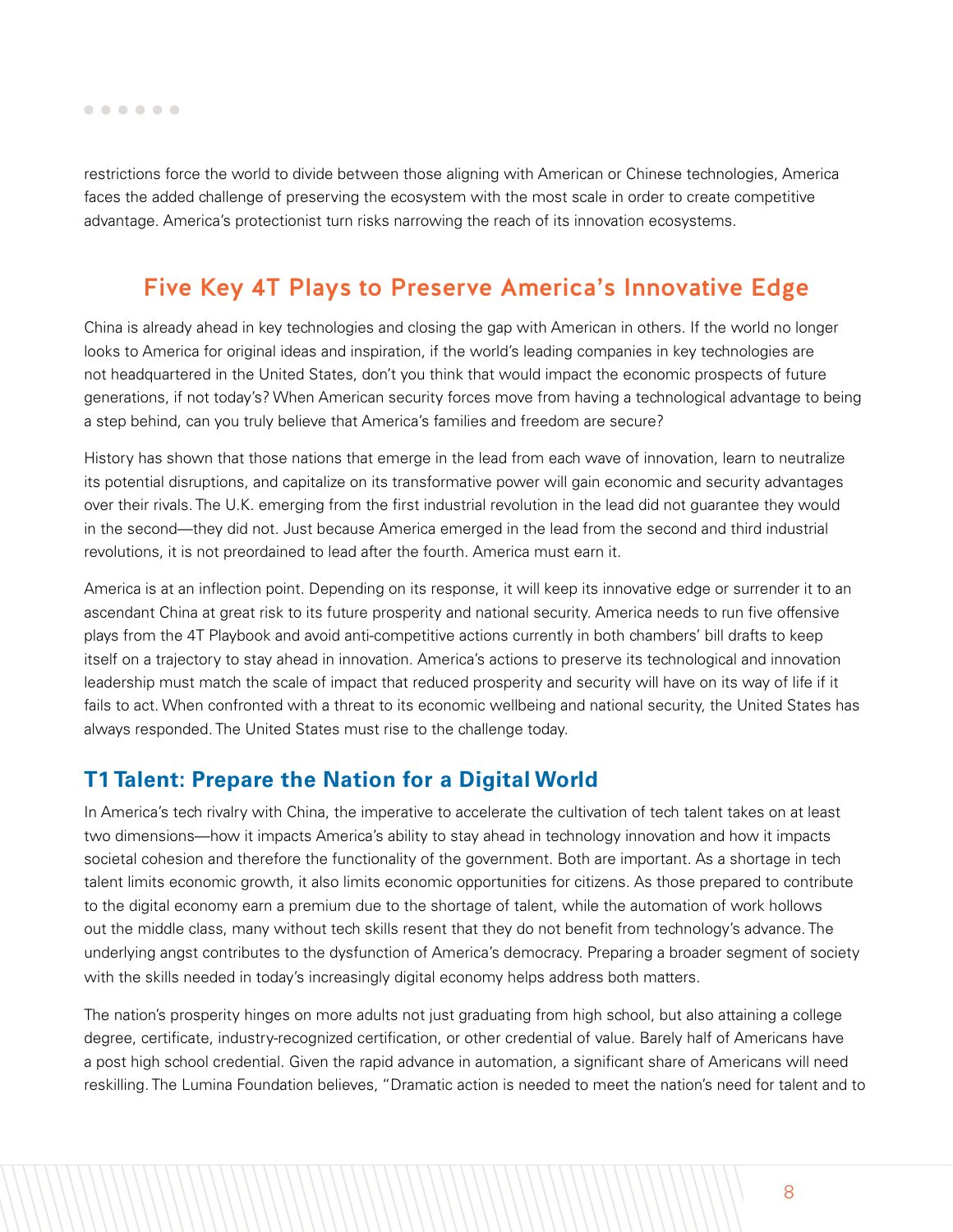restrictions force the world to divide between those aligning with American or Chinese technologies, America faces the added challenge of preserving the ecosystem with the most scale in order to create competitive advantage. America's protectionist turn risks narrowing the reach of its innovation ecosystems.

## Five Key 4T Plays to Preserve America's Innovative Edge

China is already ahead in key technologies and closing the gap with American in others. If the world no longer looks to America for original ideas and inspiration, if the world's leading companies in key technologies are not headquartered in the United States, don't you think that would impact the economic prospects of future generations, if not today's? When American security forces move from having a technological advantage to being a step behind, can you truly believe that America's families and freedom are secure?

History has shown that those nations that emerge in the lead from each wave of innovation, learn to neutralize its potential disruptions, and capitalize on its transformative power will gain economic and security advantages over their rivals. The U.K. emerging from the first industrial revolution in the lead did not guarantee they would in the second—they did not. Just because America emerged in the lead from the second and third industrial revolutions, it is not preordained to lead after the fourth. America must earn it.

America is at an inflection point. Depending on its response, it will keep its innovative edge or surrender it to an ascendant China at great risk to its future prosperity and national security. America needs to run five offensive plays from the 4T Playbook and avoid anti-competitive actions currently in both chambers' bill drafts to keep itself on a trajectory to stay ahead in innovation. America's actions to preserve its technological and innovation leadership must match the scale of impact that reduced prosperity and security will have on its way of life if it fails to act. When confronted with a threat to its economic wellbeing and national security, the United States has always responded. The United States must rise to the challenge today.

### T1 Talent: Prepare the Nation for a Digital World

In America's tech rivalry with China, the imperative to accelerate the cultivation of tech talent takes on at least two dimensions—how it impacts America's ability to stay ahead in technology innovation and how it impacts societal cohesion and therefore the functionality of the government. Both are important. As a shortage in tech talent limits economic growth, it also limits economic opportunities for citizens. As those prepared to contribute to the digital economy earn a premium due to the shortage of talent, while the automation of work hollows out the middle class, many without tech skills resent that they do not benefit from technology's advance. The underlying angst contributes to the dysfunction of America's democracy. Preparing a broader segment of society with the skills needed in today's increasingly digital economy helps address both matters.

The nation's prosperity hinges on more adults not just graduating from high school, but also attaining a college degree, certificate, industry-recognized certification, or other credential of value. Barely half of Americans have a post high school credential. Given the rapid advance in automation, a significant share of Americans will need reskilling. The Lumina Foundation believes, "Dramatic action is needed to meet the nation's need for talent and to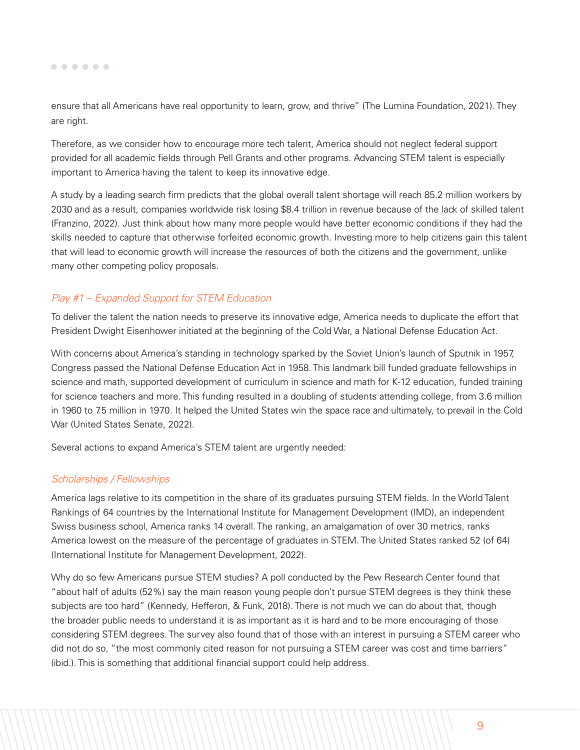ensure that all Americans have real opportunity to learn, grow, and thrive" (The Lumina Foundation, 2021). They are right.

Therefore, as we consider how to encourage more tech talent, America should not neglect federal support provided for all academic fields through Pell Grants and other programs. Advancing STEM talent is especially important to America having the talent to keep its innovative edge.

A study by a leading search firm predicts that the global overall talent shortage will reach 85.2 million workers by 2030 and as a result, companies worldwide risk losing $8.4 trillion in revenue because of the lack of skilled talent (Franzino, 2022). Just think about how many more people would have better economic conditions if they had the skills needed to capture that otherwise forfeited economic growth. Investing more to help citizens gain this talent that will lead to economic growth will increase the resources of both the citizens and the government, unlike many other competing policy proposals.

### *Play #1 – Expanded Support for STEM Education*

To deliver the talent the nation needs to preserve its innovative edge, America needs to duplicate the effort that President Dwight Eisenhower initiated at the beginning of the Cold War, a National Defense Education Act.

With concerns about America's standing in technology sparked by the Soviet Union's launch of Sputnik in 1957, Congress passed the National Defense Education Act in 1958. This landmark bill funded graduate fellowships in science and math, supported development of curriculum in science and math for K-12 education, funded training for science teachers and more. This funding resulted in a doubling of students attending college, from 3.6 million in 1960 to 7.5 million in 1970. It helped the United States win the space race and ultimately, to prevail in the Cold War (United States Senate, 2022).

Several actions to expand America's STEM talent are urgently needed:

### *Scholarships / Fellowships*

America lags relative to its competition in the share of its graduates pursuing STEM fields. In the World Talent Rankings of 64 countries by the International Institute for Management Development (IMD), an independent Swiss business school, America ranks 14 overall. The ranking, an amalgamation of over 30 metrics, ranks America lowest on the measure of the percentage of graduates in STEM. The United States ranked 52 (of 64) (International Institute for Management Development, 2022).

Why do so few Americans pursue STEM studies? A poll conducted by the Pew Research Center found that "about half of adults (52%) say the main reason young people don't pursue STEM degrees is they think these subjects are too hard" (Kennedy, Hefferon, & Funk, 2018). There is not much we can do about that, though the broader public needs to understand it is as important as it is hard and to be more encouraging of those considering STEM degrees. The survey also found that of those with an interest in pursuing a STEM career who did not do so, "the most commonly cited reason for not pursuing a STEM career was cost and time barriers" (ibid.). This is something that additional financial support could help address.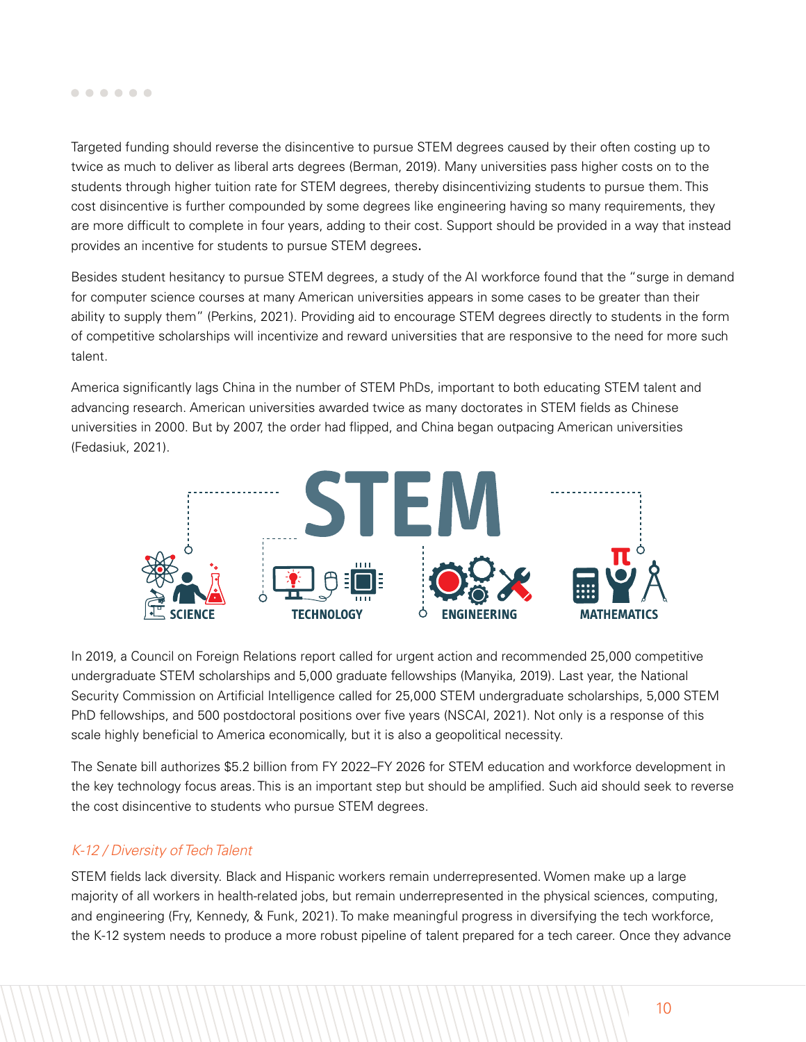Targeted funding should reverse the disincentive to pursue STEM degrees caused by their often costing up to twice as much to deliver as liberal arts degrees (Berman, 2019). Many universities pass higher costs on to the students through higher tuition rate for STEM degrees, thereby disincentivizing students to pursue them. This cost disincentive is further compounded by some degrees like engineering having so many requirements, they are more difficult to complete in four years, adding to their cost. Support should be provided in a way that instead provides an incentive for students to pursue STEM degrees.

Besides student hesitancy to pursue STEM degrees, a study of the AI workforce found that the "surge in demand for computer science courses at many American universities appears in some cases to be greater than their ability to supply them" (Perkins, 2021). Providing aid to encourage STEM degrees directly to students in the form of competitive scholarships will incentivize and reward universities that are responsive to the need for more such talent.

America significantly lags China in the number of STEM PhDs, important to both educating STEM talent and advancing research. American universities awarded twice as many doctorates in STEM fields as Chinese universities in 2000. But by 2007, the order had flipped, and China began outpacing American universities (Fedasiuk, 2021).

In 2019, a Council on Foreign Relations report called for urgent action and recommended 25,000 competitive undergraduate STEM scholarships and 5,000 graduate fellowships (Manyika, 2019). Last year, the National Security Commission on Artificial Intelligence called for 25,000 STEM undergraduate scholarships, 5,000 STEM PhD fellowships, and 500 postdoctoral positions over five years (NSCAI, 2021). Not only is a response of this scale highly beneficial to America economically, but it is also a geopolitical necessity.

The Senate bill authorizes $5.2 billion from FY 2022–FY 2026 for STEM education and workforce development in the key technology focus areas. This is an important step but should be amplified. Such aid should seek to reverse the cost disincentive to students who pursue STEM degrees.

### *K-12 / Diversity of Tech Talent*

STEM fields lack diversity. Black and Hispanic workers remain underrepresented. Women make up a large majority of all workers in health-related jobs, but remain underrepresented in the physical sciences, computing, and engineering (Fry, Kennedy, & Funk, 2021). To make meaningful progress in diversifying the tech workforce, the K-12 system needs to produce a more robust pipeline of talent prepared for a tech career. Once they advance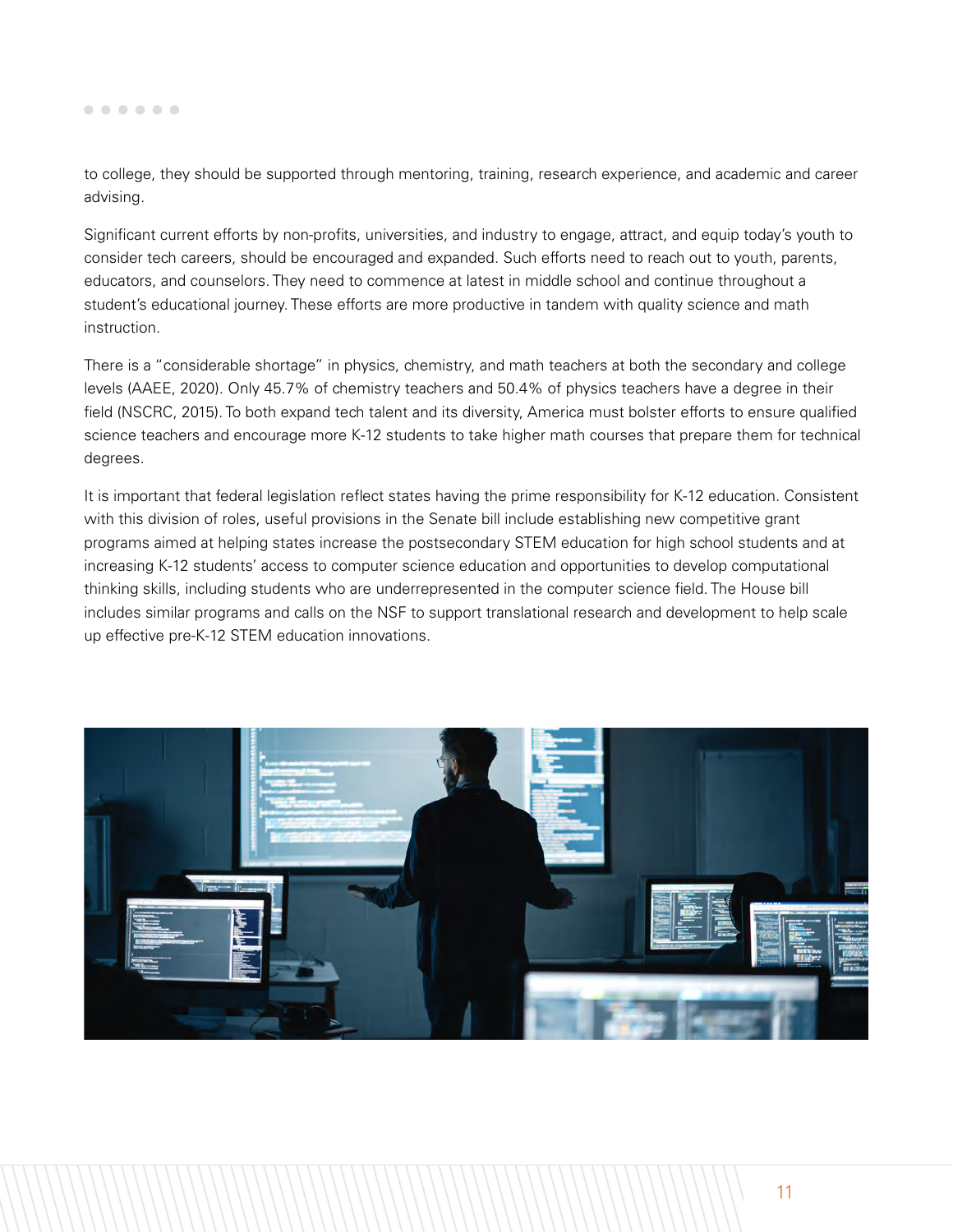to college, they should be supported through mentoring, training, research experience, and academic and career advising.

Significant current efforts by non-profits, universities, and industry to engage, attract, and equip today's youth to consider tech careers, should be encouraged and expanded. Such efforts need to reach out to youth, parents, educators, and counselors. They need to commence at latest in middle school and continue throughout a student's educational journey. These efforts are more productive in tandem with quality science and math instruction.

There is a "considerable shortage" in physics, chemistry, and math teachers at both the secondary and college levels (AAEE, 2020). Only 45.7% of chemistry teachers and 50.4% of physics teachers have a degree in their field (NSCRC, 2015). To both expand tech talent and its diversity, America must bolster efforts to ensure qualified science teachers and encourage more K-12 students to take higher math courses that prepare them for technical degrees.

It is important that federal legislation reflect states having the prime responsibility for K-12 education. Consistent with this division of roles, useful provisions in the Senate bill include establishing new competitive grant programs aimed at helping states increase the postsecondary STEM education for high school students and at increasing K-12 students' access to computer science education and opportunities to develop computational thinking skills, including students who are underrepresented in the computer science field. The House bill includes similar programs and calls on the NSF to support translational research and development to help scale up effective pre-K-12 STEM education innovations.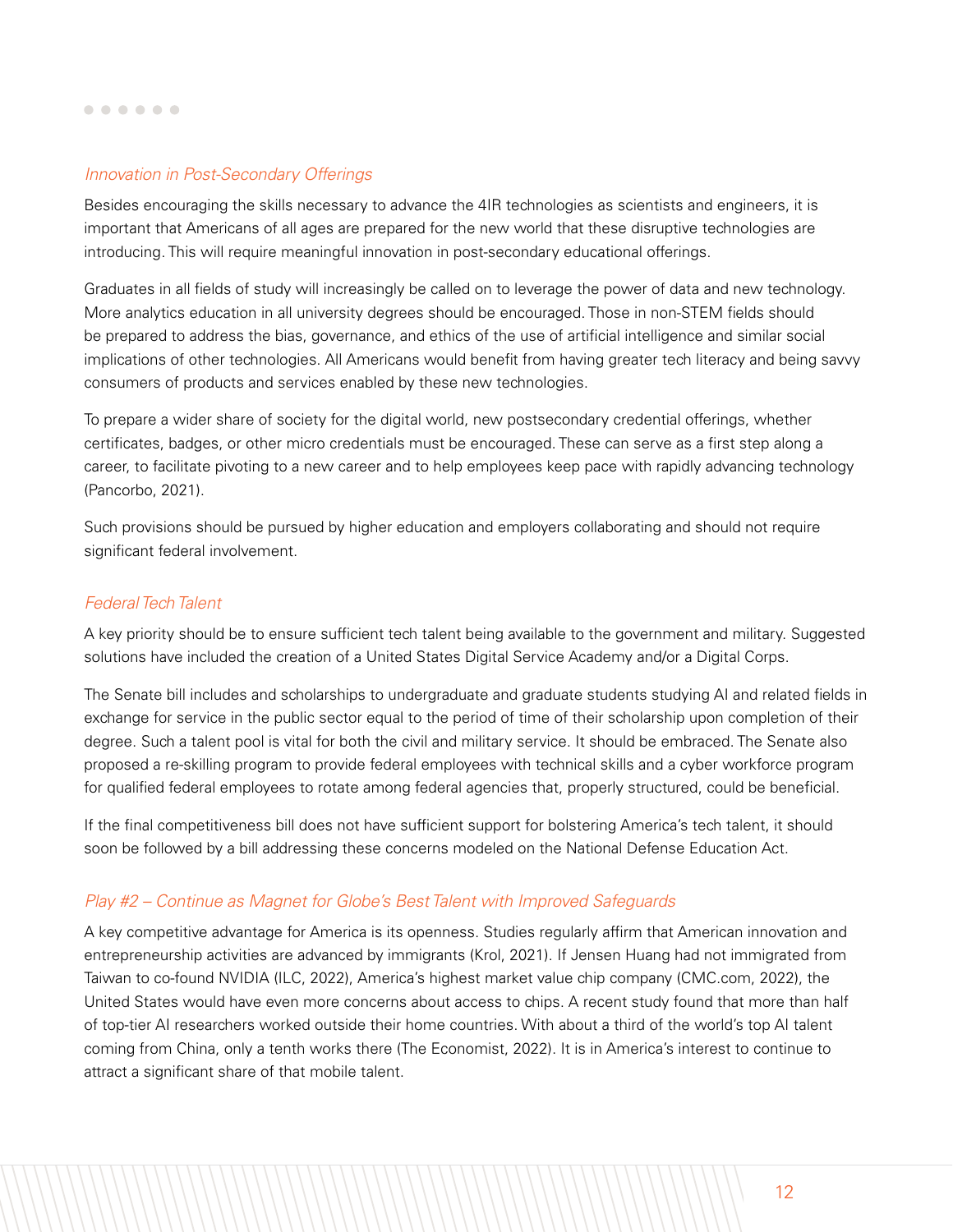### *Innovation in Post-Secondary Offerings*

Besides encouraging the skills necessary to advance the 4IR technologies as scientists and engineers, it is important that Americans of all ages are prepared for the new world that these disruptive technologies are introducing. This will require meaningful innovation in post-secondary educational offerings.

Graduates in all fields of study will increasingly be called on to leverage the power of data and new technology. More analytics education in all university degrees should be encouraged. Those in non-STEM fields should be prepared to address the bias, governance, and ethics of the use of artificial intelligence and similar social implications of other technologies. All Americans would benefit from having greater tech literacy and being savvy consumers of products and services enabled by these new technologies.

To prepare a wider share of society for the digital world, new postsecondary credential offerings, whether certificates, badges, or other micro credentials must be encouraged. These can serve as a first step along a career, to facilitate pivoting to a new career and to help employees keep pace with rapidly advancing technology (Pancorbo, 2021).

Such provisions should be pursued by higher education and employers collaborating and should not require significant federal involvement.

### *Federal Tech Talent*

A key priority should be to ensure sufficient tech talent being available to the government and military. Suggested solutions have included the creation of a United States Digital Service Academy and/or a Digital Corps.

The Senate bill includes and scholarships to undergraduate and graduate students studying AI and related fields in exchange for service in the public sector equal to the period of time of their scholarship upon completion of their degree. Such a talent pool is vital for both the civil and military service. It should be embraced. The Senate also proposed a re-skilling program to provide federal employees with technical skills and a cyber workforce program for qualified federal employees to rotate among federal agencies that, properly structured, could be beneficial.

If the final competitiveness bill does not have sufficient support for bolstering America's tech talent, it should soon be followed by a bill addressing these concerns modeled on the National Defense Education Act.

### *Play #2 – Continue as Magnet for Globe's Best Talent with Improved Safeguards*

A key competitive advantage for America is its openness. Studies regularly affirm that American innovation and entrepreneurship activities are advanced by immigrants (Krol, 2021). If Jensen Huang had not immigrated from Taiwan to co-found NVIDIA (ILC, 2022), America's highest market value chip company (CMC.com, 2022), the United States would have even more concerns about access to chips. A recent study found that more than half of top-tier AI researchers worked outside their home countries. With about a third of the world's top AI talent coming from China, only a tenth works there (The Economist, 2022). It is in America's interest to continue to attract a significant share of that mobile talent.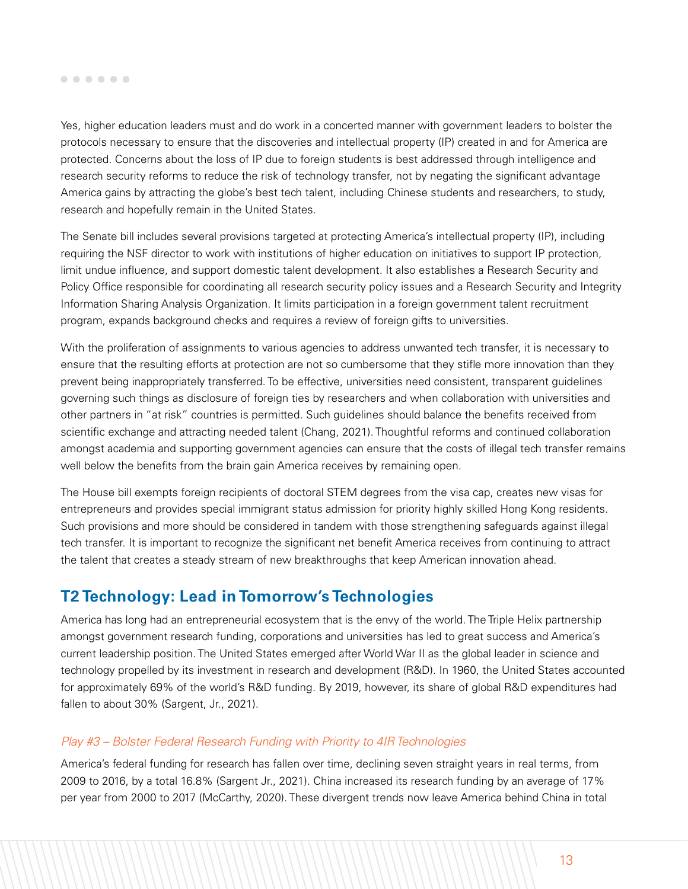Yes, higher education leaders must and do work in a concerted manner with government leaders to bolster the protocols necessary to ensure that the discoveries and intellectual property (IP) created in and for America are protected. Concerns about the loss of IP due to foreign students is best addressed through intelligence and research security reforms to reduce the risk of technology transfer, not by negating the significant advantage America gains by attracting the globe's best tech talent, including Chinese students and researchers, to study, research and hopefully remain in the United States.

The Senate bill includes several provisions targeted at protecting America's intellectual property (IP), including requiring the NSF director to work with institutions of higher education on initiatives to support IP protection, limit undue influence, and support domestic talent development. It also establishes a Research Security and Policy Office responsible for coordinating all research security policy issues and a Research Security and Integrity Information Sharing Analysis Organization. It limits participation in a foreign government talent recruitment program, expands background checks and requires a review of foreign gifts to universities.

With the proliferation of assignments to various agencies to address unwanted tech transfer, it is necessary to ensure that the resulting efforts at protection are not so cumbersome that they stifle more innovation than they prevent being inappropriately transferred. To be effective, universities need consistent, transparent guidelines governing such things as disclosure of foreign ties by researchers and when collaboration with universities and other partners in "at risk" countries is permitted. Such guidelines should balance the benefits received from scientific exchange and attracting needed talent (Chang, 2021). Thoughtful reforms and continued collaboration amongst academia and supporting government agencies can ensure that the costs of illegal tech transfer remains well below the benefits from the brain gain America receives by remaining open.

The House bill exempts foreign recipients of doctoral STEM degrees from the visa cap, creates new visas for entrepreneurs and provides special immigrant status admission for priority highly skilled Hong Kong residents. Such provisions and more should be considered in tandem with those strengthening safeguards against illegal tech transfer. It is important to recognize the significant net benefit America receives from continuing to attract the talent that creates a steady stream of new breakthroughs that keep American innovation ahead.

## T2 Technology: Lead in Tomorrow's Technologies

America has long had an entrepreneurial ecosystem that is the envy of the world. The Triple Helix partnership amongst government research funding, corporations and universities has led to great success and America's current leadership position. The United States emerged after World War II as the global leader in science and technology propelled by its investment in research and development (R&D). In 1960, the United States accounted for approximately 69% of the world's R&D funding. By 2019, however, its share of global R&D expenditures had fallen to about 30% (Sargent, Jr., 2021).

### *Play #3 – Bolster Federal Research Funding with Priority to 4IR Technologies*

America's federal funding for research has fallen over time, declining seven straight years in real terms, from 2009 to 2016, by a total 16.8% (Sargent Jr., 2021). China increased its research funding by an average of 17% per year from 2000 to 2017 (McCarthy, 2020). These divergent trends now leave America behind China in total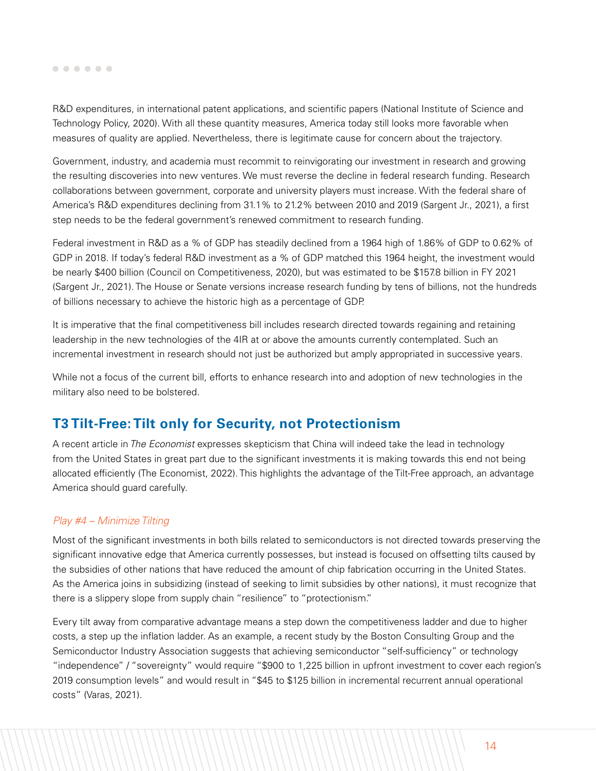R&D expenditures, in international patent applications, and scientific papers (National Institute of Science and Technology Policy, 2020). With all these quantity measures, America today still looks more favorable when measures of quality are applied. Nevertheless, there is legitimate cause for concern about the trajectory.

Government, industry, and academia must recommit to reinvigorating our investment in research and growing the resulting discoveries into new ventures. We must reverse the decline in federal research funding. Research collaborations between government, corporate and university players must increase. With the federal share of America's R&D expenditures declining from 31.1% to 21.2% between 2010 and 2019 (Sargent Jr., 2021), a first step needs to be the federal government's renewed commitment to research funding.

Federal investment in R&D as a % of GDP has steadily declined from a 1964 high of 1.86% of GDP to 0.62% of GDP in 2018. If today's federal R&D investment as a % of GDP matched this 1964 height, the investment would be nearly $400 billion (Council on Competitiveness, 2020), but was estimated to be $157.8 billion in FY 2021 (Sargent Jr., 2021). The House or Senate versions increase research funding by tens of billions, not the hundreds of billions necessary to achieve the historic high as a percentage of GDP.

It is imperative that the final competitiveness bill includes research directed towards regaining and retaining leadership in the new technologies of the 4IR at or above the amounts currently contemplated. Such an incremental investment in research should not just be authorized but amply appropriated in successive years.

While not a focus of the current bill, efforts to enhance research into and adoption of new technologies in the military also need to be bolstered.

## T3 Tilt-Free: Tilt only for Security, not Protectionism

A recent article in *The Economist* expresses skepticism that China will indeed take the lead in technology from the United States in great part due to the significant investments it is making towards this end not being allocated efficiently (The Economist, 2022). This highlights the advantage of the Tilt-Free approach, an advantage America should guard carefully.

### *Play #4 – Minimize Tilting*

Most of the significant investments in both bills related to semiconductors is not directed towards preserving the significant innovative edge that America currently possesses, but instead is focused on offsetting tilts caused by the subsidies of other nations that have reduced the amount of chip fabrication occurring in the United States. As the America joins in subsidizing (instead of seeking to limit subsidies by other nations), it must recognize that there is a slippery slope from supply chain "resilience" to "protectionism."

Every tilt away from comparative advantage means a step down the competitiveness ladder and due to higher costs, a step up the inflation ladder. As an example, a recent study by the Boston Consulting Group and the Semiconductor Industry Association suggests that achieving semiconductor "self-sufficiency" or technology "independence" / "sovereignty" would require "$900 to 1,225 billion in upfront investment to cover each region's 2019 consumption levels" and would result in "$45 to $125 billion in incremental recurrent annual operational costs" (Varas, 2021).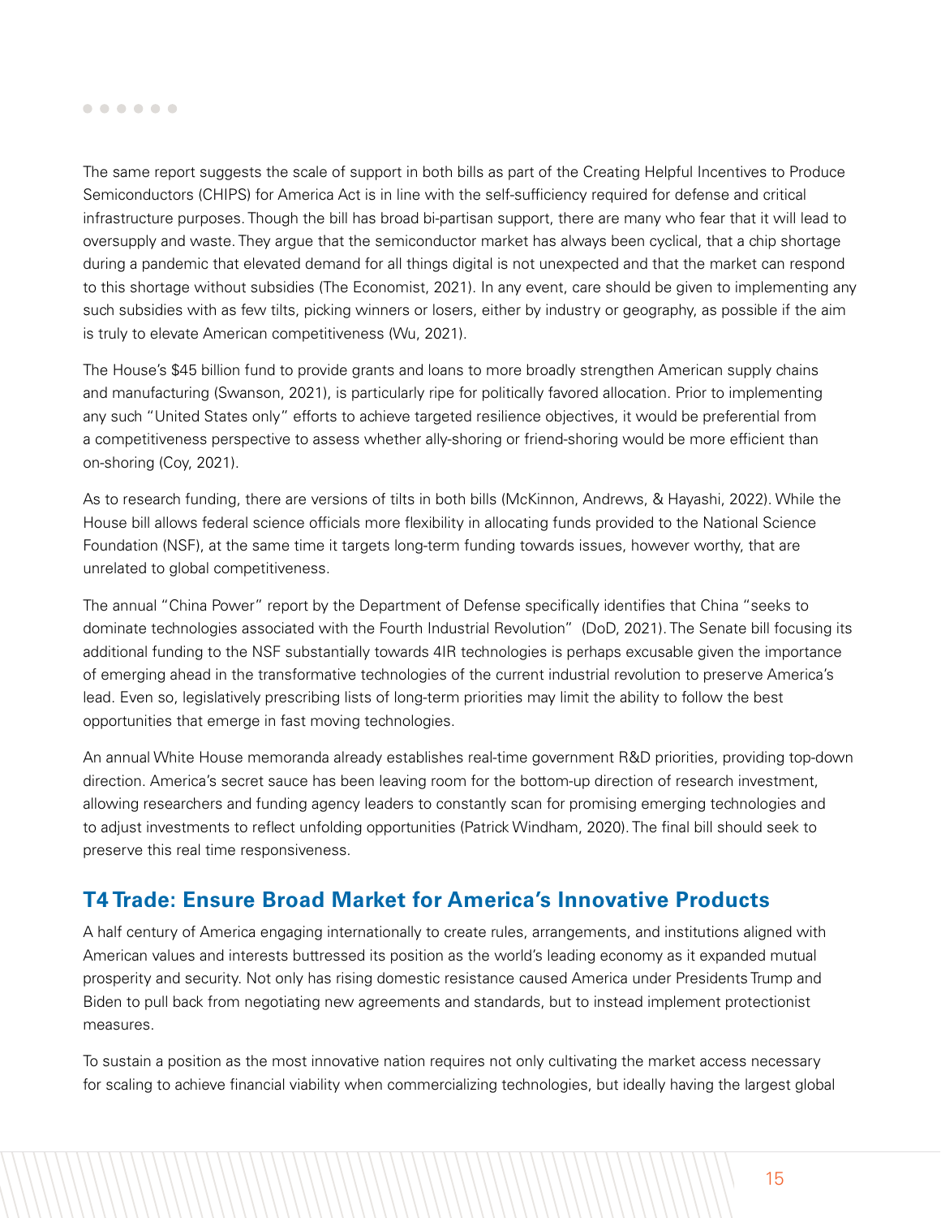The same report suggests the scale of support in both bills as part of the Creating Helpful Incentives to Produce Semiconductors (CHIPS) for America Act is in line with the self-sufficiency required for defense and critical infrastructure purposes. Though the bill has broad bi-partisan support, there are many who fear that it will lead to oversupply and waste. They argue that the semiconductor market has always been cyclical, that a chip shortage during a pandemic that elevated demand for all things digital is not unexpected and that the market can respond to this shortage without subsidies (The Economist, 2021). In any event, care should be given to implementing any such subsidies with as few tilts, picking winners or losers, either by industry or geography, as possible if the aim is truly to elevate American competitiveness (Wu, 2021).

The House's $45 billion fund to provide grants and loans to more broadly strengthen American supply chains and manufacturing (Swanson, 2021), is particularly ripe for politically favored allocation. Prior to implementing any such "United States only" efforts to achieve targeted resilience objectives, it would be preferential from a competitiveness perspective to assess whether ally-shoring or friend-shoring would be more efficient than on-shoring (Coy, 2021).

As to research funding, there are versions of tilts in both bills (McKinnon, Andrews, & Hayashi, 2022). While the House bill allows federal science officials more flexibility in allocating funds provided to the National Science Foundation (NSF), at the same time it targets long-term funding towards issues, however worthy, that are unrelated to global competitiveness.

The annual "China Power" report by the Department of Defense specifically identifies that China "seeks to dominate technologies associated with the Fourth Industrial Revolution" (DoD, 2021). The Senate bill focusing its additional funding to the NSF substantially towards 4IR technologies is perhaps excusable given the importance of emerging ahead in the transformative technologies of the current industrial revolution to preserve America's lead. Even so, legislatively prescribing lists of long-term priorities may limit the ability to follow the best opportunities that emerge in fast moving technologies.

An annual White House memoranda already establishes real-time government R&D priorities, providing top-down direction. America's secret sauce has been leaving room for the bottom-up direction of research investment, allowing researchers and funding agency leaders to constantly scan for promising emerging technologies and to adjust investments to reflect unfolding opportunities (Patrick Windham, 2020). The final bill should seek to preserve this real time responsiveness.

## T4 Trade: Ensure Broad Market for America's Innovative Products

A half century of America engaging internationally to create rules, arrangements, and institutions aligned with American values and interests buttressed its position as the world's leading economy as it expanded mutual prosperity and security. Not only has rising domestic resistance caused America under Presidents Trump and Biden to pull back from negotiating new agreements and standards, but to instead implement protectionist measures.

To sustain a position as the most innovative nation requires not only cultivating the market access necessary for scaling to achieve financial viability when commercializing technologies, but ideally having the largest global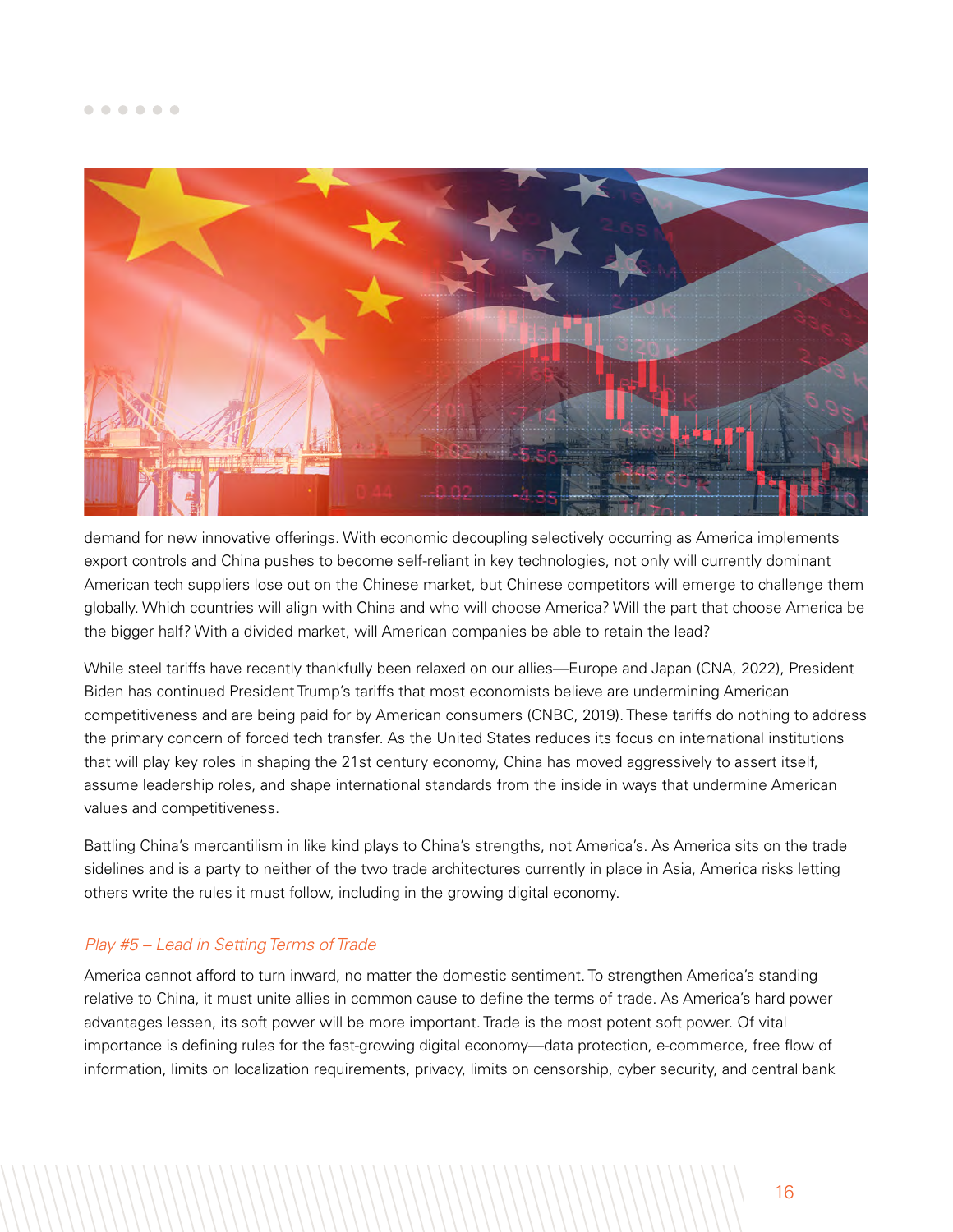demand for new innovative offerings. With economic decoupling selectively occurring as America implements export controls and China pushes to become self-reliant in key technologies, not only will currently dominant American tech suppliers lose out on the Chinese market, but Chinese competitors will emerge to challenge them globally. Which countries will align with China and who will choose America? Will the part that choose America be the bigger half? With a divided market, will American companies be able to retain the lead?

While steel tariffs have recently thankfully been relaxed on our allies—Europe and Japan (CNA, 2022), President Biden has continued President Trump's tariffs that most economists believe are undermining American competitiveness and are being paid for by American consumers (CNBC, 2019). These tariffs do nothing to address the primary concern of forced tech transfer. As the United States reduces its focus on international institutions that will play key roles in shaping the 21st century economy, China has moved aggressively to assert itself, assume leadership roles, and shape international standards from the inside in ways that undermine American values and competitiveness.

Battling China's mercantilism in like kind plays to China's strengths, not America's. As America sits on the trade sidelines and is a party to neither of the two trade architectures currently in place in Asia, America risks letting others write the rules it must follow, including in the growing digital economy.

### *Play #5 – Lead in Setting Terms of Trade*

America cannot afford to turn inward, no matter the domestic sentiment. To strengthen America's standing relative to China, it must unite allies in common cause to define the terms of trade. As America's hard power advantages lessen, its soft power will be more important. Trade is the most potent soft power. Of vital importance is defining rules for the fast-growing digital economy—data protection, e-commerce, free flow of information, limits on localization requirements, privacy, limits on censorship, cyber security, and central bank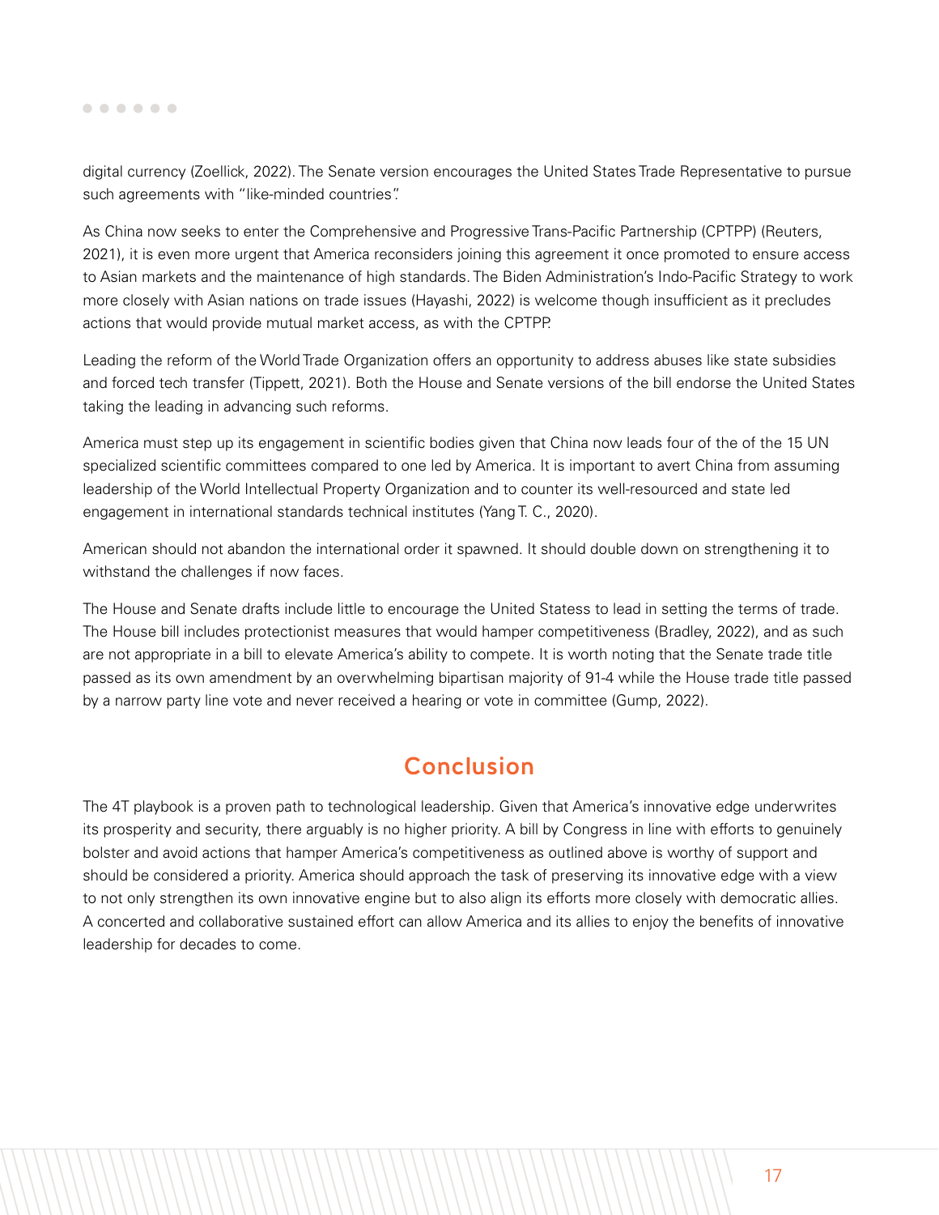digital currency (Zoellick, 2022). The Senate version encourages the United States Trade Representative to pursue such agreements with "like-minded countries".

As China now seeks to enter the Comprehensive and Progressive Trans-Pacific Partnership (CPTPP) (Reuters, 2021), it is even more urgent that America reconsiders joining this agreement it once promoted to ensure access to Asian markets and the maintenance of high standards. The Biden Administration's Indo-Pacific Strategy to work more closely with Asian nations on trade issues (Hayashi, 2022) is welcome though insufficient as it precludes actions that would provide mutual market access, as with the CPTPP.

Leading the reform of the World Trade Organization offers an opportunity to address abuses like state subsidies and forced tech transfer (Tippett, 2021). Both the House and Senate versions of the bill endorse the United States taking the leading in advancing such reforms.

America must step up its engagement in scientific bodies given that China now leads four of the of the 15 UN specialized scientific committees compared to one led by America. It is important to avert China from assuming leadership of the World Intellectual Property Organization and to counter its well-resourced and state led engagement in international standards technical institutes (Yang T. C., 2020).

American should not abandon the international order it spawned. It should double down on strengthening it to withstand the challenges if now faces.

The House and Senate drafts include little to encourage the United Statess to lead in setting the terms of trade. The House bill includes protectionist measures that would hamper competitiveness (Bradley, 2022), and as such are not appropriate in a bill to elevate America's ability to compete. It is worth noting that the Senate trade title passed as its own amendment by an overwhelming bipartisan majority of 91-4 while the House trade title passed by a narrow party line vote and never received a hearing or vote in committee (Gump, 2022).

## Conclusion

The 4T playbook is a proven path to technological leadership. Given that America's innovative edge underwrites its prosperity and security, there arguably is no higher priority. A bill by Congress in line with efforts to genuinely bolster and avoid actions that hamper America's competitiveness as outlined above is worthy of support and should be considered a priority. America should approach the task of preserving its innovative edge with a view to not only strengthen its own innovative engine but to also align its efforts more closely with democratic allies. A concerted and collaborative sustained effort can allow America and its allies to enjoy the benefits of innovative leadership for decades to come.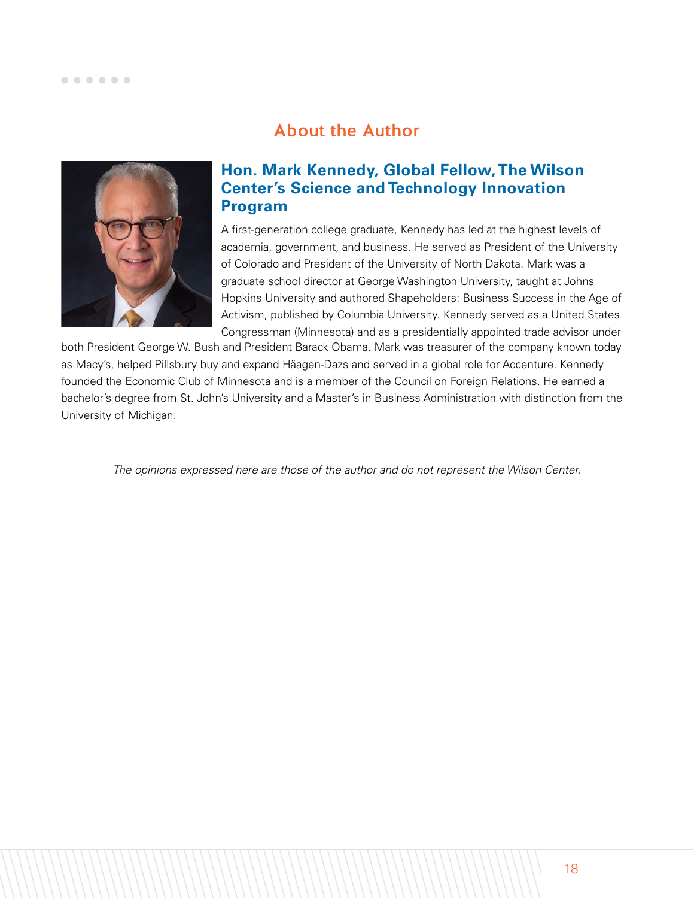## About the Author

### Hon. Mark Kennedy, Global Fellow, The Wilson Center's Science and Technology Innovation Program

A first-generation college graduate, Kennedy has led at the highest levels of academia, government, and business. He served as President of the University of Colorado and President of the University of North Dakota. Mark was a graduate school director at George Washington University, taught at Johns Hopkins University and authored Shapeholders: Business Success in the Age of Activism, published by Columbia University. Kennedy served as a United States Congressman (Minnesota) and as a presidentially appointed trade advisor under both President George W. Bush and President Barack Obama. Mark was treasurer of the company known today as Macy's, helped Pillsbury buy and expand Häagen-Dazs and served in a global role for Accenture. Kennedy founded the Economic Club of Minnesota and is a member of the Council on Foreign Relations. He earned a bachelor's degree from St. John's University and a Master's in Business Administration with distinction from the University of Michigan.

*The opinions expressed here are those of the author and do not represent the Wilson Center.*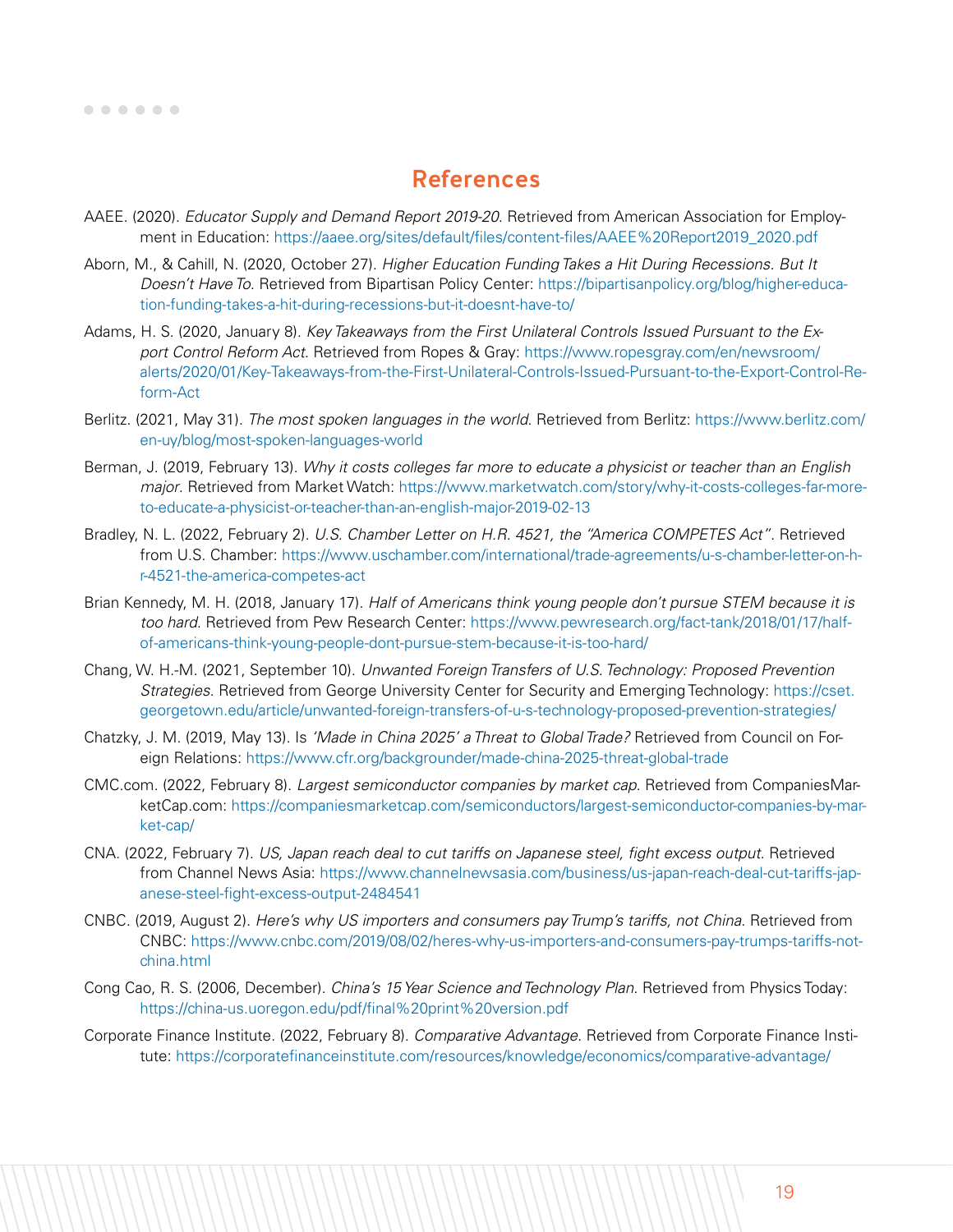## References

AAEE. (2020). *Educator Supply and Demand Report 2019-20*. Retrieved from American Association for Employment in Education: https://aaee.org/sites/default/files/content-files/AAEE%20Report2019_2020.pdf

Aborn, M., & Cahill, N. (2020, October 27). *Higher Education Funding Takes a Hit During Recessions. But It Doesn't Have To*. Retrieved from Bipartisan Policy Center: https://bipartisanpolicy.org/blog/higher-education-funding-takes-a-hit-during-recessions-but-it-doesnt-have-to/

Adams, H. S. (2020, January 8). *Key Takeaways from the First Unilateral Controls Issued Pursuant to the Export Control Reform Act*. Retrieved from Ropes & Gray: https://www.ropesgray.com/en/newsroom/alerts/2020/01/Key-Takeaways-from-the-First-Unilateral-Controls-Issued-Pursuant-to-the-Export-Control-Reform-Act

Berlitz. (2021, May 31). *The most spoken languages in the world*. Retrieved from Berlitz: https://www.berlitz.com/en-uy/blog/most-spoken-languages-world

Berman, J. (2019, February 13). *Why it costs colleges far more to educate a physicist or teacher than an English major*. Retrieved from Market Watch: https://www.marketwatch.com/story/why-it-costs-colleges-far-more-to-educate-a-physicist-or-teacher-than-an-english-major-2019-02-13

Bradley, N. L. (2022, February 2). *U.S. Chamber Letter on H.R. 4521, the "America COMPETES Act"*. Retrieved from U.S. Chamber: https://www.uschamber.com/international/trade-agreements/u-s-chamber-letter-on-h-r-4521-the-america-competes-act

Brian Kennedy, M. H. (2018, January 17). *Half of Americans think young people don't pursue STEM because it is too hard*. Retrieved from Pew Research Center: https://www.pewresearch.org/fact-tank/2018/01/17/half-of-americans-think-young-people-dont-pursue-stem-because-it-is-too-hard/

Chang, W. H.-M. (2021, September 10). *Unwanted Foreign Transfers of U.S. Technology: Proposed Prevention Strategies*. Retrieved from George University Center for Security and Emerging Technology: https://cset.georgetown.edu/article/unwanted-foreign-transfers-of-u-s-technology-proposed-prevention-strategies/

Chatzky, J. M. (2019, May 13). Is *'Made in China 2025' a Threat to Global Trade?* Retrieved from Council on Foreign Relations: https://www.cfr.org/backgrounder/made-china-2025-threat-global-trade

CMC.com. (2022, February 8). *Largest semiconductor companies by market cap*. Retrieved from CompaniesMarketCap.com: https://companiesmarketcap.com/semiconductors/largest-semiconductor-companies-by-market-cap/

CNA. (2022, February 7). *US, Japan reach deal to cut tariffs on Japanese steel, fight excess output*. Retrieved from Channel News Asia: https://www.channelnewsasia.com/business/us-japan-reach-deal-cut-tariffs-japanese-steel-fight-excess-output-2484541

CNBC. (2019, August 2). *Here's why US importers and consumers pay Trump's tariffs, not China*. Retrieved from CNBC: https://www.cnbc.com/2019/08/02/heres-why-us-importers-and-consumers-pay-trumps-tariffs-not-china.html

Cong Cao, R. S. (2006, December). *China's 15 Year Science and Technology Plan*. Retrieved from Physics Today: https://china-us.uoregon.edu/pdf/final%20print%20version.pdf

Corporate Finance Institute. (2022, February 8). *Comparative Advantage*. Retrieved from Corporate Finance Institute: https://corporatefinanceinstitute.com/resources/knowledge/economics/comparative-advantage/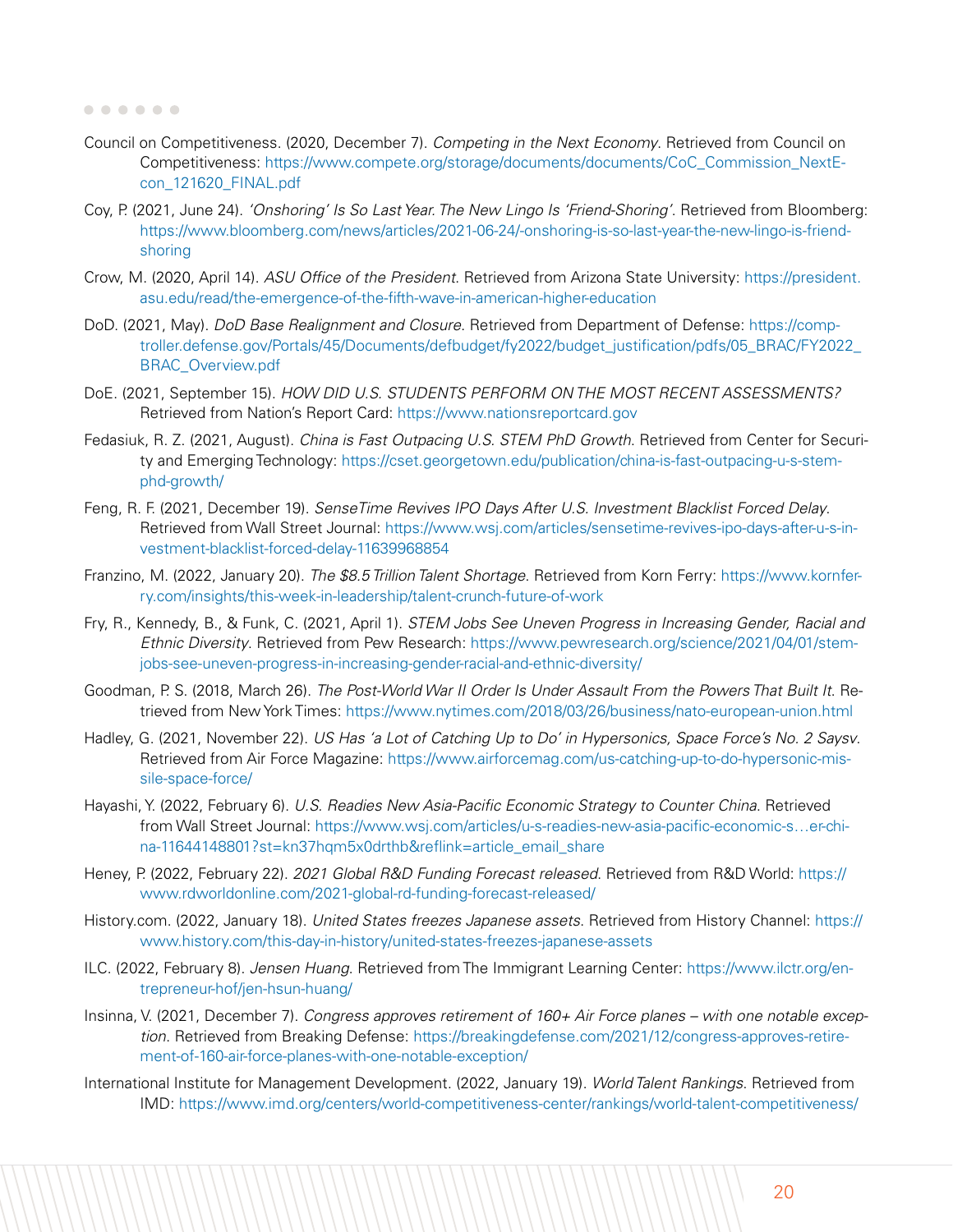Council on Competitiveness. (2020, December 7). *Competing in the Next Economy*. Retrieved from Council on Competitiveness: https://www.compete.org/storage/documents/documents/CoC_Commission_NextEcon_121620_FINAL.pdf

Coy, P. (2021, June 24). *'Onshoring' Is So Last Year. The New Lingo Is 'Friend-Shoring'*. Retrieved from Bloomberg: https://www.bloomberg.com/news/articles/2021-06-24/-onshoring-is-so-last-year-the-new-lingo-is-friend-shoring

Crow, M. (2020, April 14). *ASU Office of the President*. Retrieved from Arizona State University: https://president.asu.edu/read/the-emergence-of-the-fifth-wave-in-american-higher-education

DoD. (2021, May). *DoD Base Realignment and Closure*. Retrieved from Department of Defense: https://comptroller.defense.gov/Portals/45/Documents/defbudget/fy2022/budget_justification/pdfs/05_BRAC/FY2022_BRAC_Overview.pdf

DoE. (2021, September 15). *HOW DID U.S. STUDENTS PERFORM ON THE MOST RECENT ASSESSMENTS?* Retrieved from Nation's Report Card: https://www.nationsreportcard.gov

Fedasiuk, R. Z. (2021, August). *China is Fast Outpacing U.S. STEM PhD Growth*. Retrieved from Center for Security and Emerging Technology: https://cset.georgetown.edu/publication/china-is-fast-outpacing-u-s-stem-phd-growth/

Feng, R. F. (2021, December 19). *SenseTime Revives IPO Days After U.S. Investment Blacklist Forced Delay*. Retrieved from Wall Street Journal: https://www.wsj.com/articles/sensetime-revives-ipo-days-after-u-s-investment-blacklist-forced-delay-11639968854

Franzino, M. (2022, January 20). *The $8.5 Trillion Talent Shortage*. Retrieved from Korn Ferry: https://www.kornferry.com/insights/this-week-in-leadership/talent-crunch-future-of-work

Fry, R., Kennedy, B., & Funk, C. (2021, April 1). *STEM Jobs See Uneven Progress in Increasing Gender, Racial and Ethnic Diversity*. Retrieved from Pew Research: https://www.pewresearch.org/science/2021/04/01/stem-jobs-see-uneven-progress-in-increasing-gender-racial-and-ethnic-diversity/

Goodman, P. S. (2018, March 26). *The Post-World War II Order Is Under Assault From the Powers That Built It*. Retrieved from New York Times: https://www.nytimes.com/2018/03/26/business/nato-european-union.html

Hadley, G. (2021, November 22). *US Has 'a Lot of Catching Up to Do' in Hypersonics, Space Force's No. 2 Saysv*. Retrieved from Air Force Magazine: https://www.airforcemag.com/us-catching-up-to-do-hypersonic-missile-space-force/

Hayashi, Y. (2022, February 6). *U.S. Readies New Asia-Pacific Economic Strategy to Counter China*. Retrieved from Wall Street Journal: https://www.wsj.com/articles/u-s-readies-new-asia-pacific-economic-s…er-china-11644148801?st=kn37hqm5x0drthb&reflink=article_email_share

Heney, P. (2022, February 22). *2021 Global R&D Funding Forecast released*. Retrieved from R&D World: https://www.rdworldonline.com/2021-global-rd-funding-forecast-released/

History.com. (2022, January 18). *United States freezes Japanese assets*. Retrieved from History Channel: https://www.history.com/this-day-in-history/united-states-freezes-japanese-assets

ILC. (2022, February 8). *Jensen Huang*. Retrieved from The Immigrant Learning Center: https://www.ilctr.org/entrepreneur-hof/jen-hsun-huang/

Insinna, V. (2021, December 7). *Congress approves retirement of 160+ Air Force planes – with one notable exception*. Retrieved from Breaking Defense: https://breakingdefense.com/2021/12/congress-approves-retirement-of-160-air-force-planes-with-one-notable-exception/

International Institute for Management Development. (2022, January 19). *World Talent Rankings*. Retrieved from IMD: https://www.imd.org/centers/world-competitiveness-center/rankings/world-talent-competitiveness/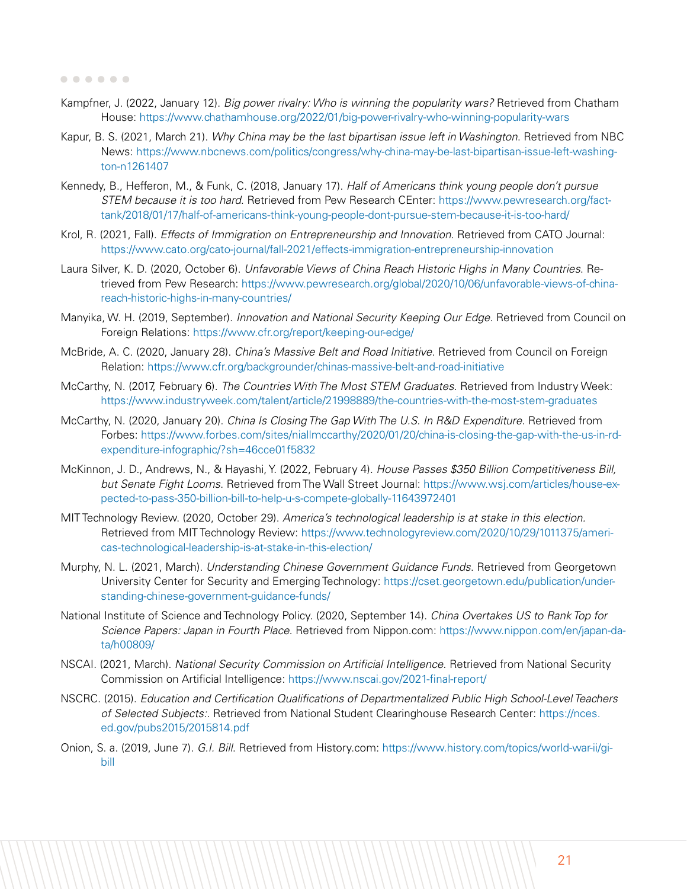Kampfner, J. (2022, January 12). *Big power rivalry: Who is winning the popularity wars?* Retrieved from Chatham House: https://www.chathamhouse.org/2022/01/big-power-rivalry-who-winning-popularity-wars

Kapur, B. S. (2021, March 21). *Why China may be the last bipartisan issue left in Washington*. Retrieved from NBC News: https://www.nbcnews.com/politics/congress/why-china-may-be-last-bipartisan-issue-left-washington-n1261407

Kennedy, B., Hefferon, M., & Funk, C. (2018, January 17). *Half of Americans think young people don't pursue STEM because it is too hard*. Retrieved from Pew Research CEnter: https://www.pewresearch.org/fact-tank/2018/01/17/half-of-americans-think-young-people-dont-pursue-stem-because-it-is-too-hard/

Krol, R. (2021, Fall). *Effects of Immigration on Entrepreneurship and Innovation*. Retrieved from CATO Journal: https://www.cato.org/cato-journal/fall-2021/effects-immigration-entrepreneurship-innovation

Laura Silver, K. D. (2020, October 6). *Unfavorable Views of China Reach Historic Highs in Many Countries*. Retrieved from Pew Research: https://www.pewresearch.org/global/2020/10/06/unfavorable-views-of-china-reach-historic-highs-in-many-countries/

Manyika, W. H. (2019, September). *Innovation and National Security Keeping Our Edge*. Retrieved from Council on Foreign Relations: https://www.cfr.org/report/keeping-our-edge/

McBride, A. C. (2020, January 28). *China's Massive Belt and Road Initiative*. Retrieved from Council on Foreign Relation: https://www.cfr.org/backgrounder/chinas-massive-belt-and-road-initiative

McCarthy, N. (2017, February 6). *The Countries With The Most STEM Graduates*. Retrieved from Industry Week: https://www.industryweek.com/talent/article/21998889/the-countries-with-the-most-stem-graduates

McCarthy, N. (2020, January 20). *China Is Closing The Gap With The U.S. In R&D Expenditure*. Retrieved from Forbes: https://www.forbes.com/sites/niallmccarthy/2020/01/20/china-is-closing-the-gap-with-the-us-in-rd-expenditure-infographic/?sh=46cce01f5832

McKinnon, J. D., Andrews, N., & Hayashi, Y. (2022, February 4). *House Passes $350 Billion Competitiveness Bill, but Senate Fight Looms*. Retrieved from The Wall Street Journal: https://www.wsj.com/articles/house-expected-to-pass-350-billion-bill-to-help-u-s-compete-globally-11643972401

MIT Technology Review. (2020, October 29). *America's technological leadership is at stake in this election*. Retrieved from MIT Technology Review: https://www.technologyreview.com/2020/10/29/1011375/americas-technological-leadership-is-at-stake-in-this-election/

Murphy, N. L. (2021, March). *Understanding Chinese Government Guidance Funds*. Retrieved from Georgetown University Center for Security and Emerging Technology: https://cset.georgetown.edu/publication/understanding-chinese-government-guidance-funds/

National Institute of Science and Technology Policy. (2020, September 14). *China Overtakes US to Rank Top for Science Papers: Japan in Fourth Place*. Retrieved from Nippon.com: https://www.nippon.com/en/japan-data/h00809/

NSCAI. (2021, March). *National Security Commission on Artificial Intelligence*. Retrieved from National Security Commission on Artificial Intelligence: https://www.nscai.gov/2021-final-report/

NSCRC. (2015). *Education and Certification Qualifications of Departmentalized Public High School-Level Teachers of Selected Subjects:*. Retrieved from National Student Clearinghouse Research Center: https://nces.ed.gov/pubs2015/2015814.pdf

Onion, S. a. (2019, June 7). *G.I. Bill*. Retrieved from History.com: https://www.history.com/topics/world-war-ii/gi-bill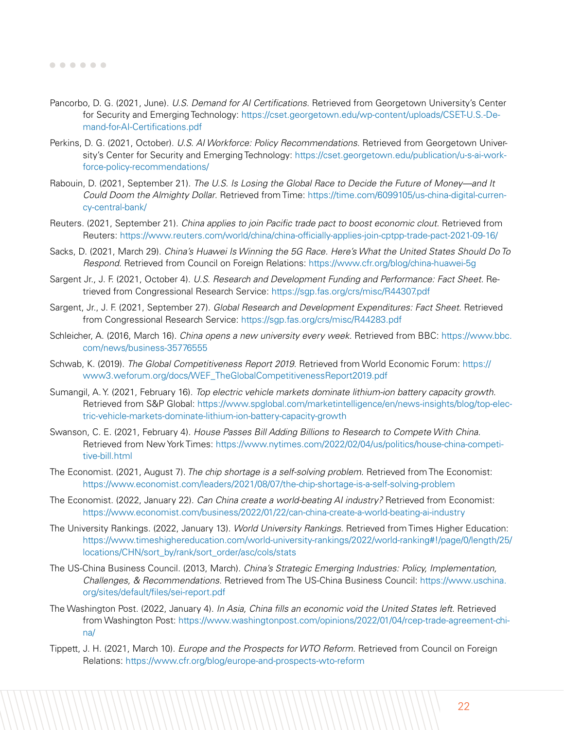Pancorbo, D. G. (2021, June). *U.S. Demand for AI Certifications*. Retrieved from Georgetown University's Center for Security and Emerging Technology: https://cset.georgetown.edu/wp-content/uploads/CSET-U.S.-Demand-for-AI-Certifications.pdf

Perkins, D. G. (2021, October). *U.S. AI Workforce: Policy Recommendations*. Retrieved from Georgetown University's Center for Security and Emerging Technology: https://cset.georgetown.edu/publication/u-s-ai-workforce-policy-recommendations/

Rabouin, D. (2021, September 21). *The U.S. Is Losing the Global Race to Decide the Future of Money—and It Could Doom the Almighty Dollar*. Retrieved from Time: https://time.com/6099105/us-china-digital-currency-central-bank/

Reuters. (2021, September 21). *China applies to join Pacific trade pact to boost economic clout*. Retrieved from Reuters: https://www.reuters.com/world/china/china-officially-applies-join-cptpp-trade-pact-2021-09-16/

Sacks, D. (2021, March 29). *China's Huawei Is Winning the 5G Race. Here's What the United States Should Do To Respond*. Retrieved from Council on Foreign Relations: https://www.cfr.org/blog/china-huawei-5g

Sargent Jr., J. F. (2021, October 4). *U.S. Research and Development Funding and Performance: Fact Sheet*. Retrieved from Congressional Research Service: https://sgp.fas.org/crs/misc/R44307.pdf

Sargent, Jr., J. F. (2021, September 27). *Global Research and Development Expenditures: Fact Sheet*. Retrieved from Congressional Research Service: https://sgp.fas.org/crs/misc/R44283.pdf

Schleicher, A. (2016, March 16). *China opens a new university every week*. Retrieved from BBC: https://www.bbc.com/news/business-35776555

Schwab, K. (2019). *The Global Competitiveness Report 2019*. Retrieved from World Economic Forum: https://www3.weforum.org/docs/WEF_TheGlobalCompetitivenessReport2019.pdf

Sumangil, A. Y. (2021, February 16). *Top electric vehicle markets dominate lithium-ion battery capacity growth*. Retrieved from S&P Global: https://www.spglobal.com/marketintelligence/en/news-insights/blog/top-electric-vehicle-markets-dominate-lithium-ion-battery-capacity-growth

Swanson, C. E. (2021, February 4). *House Passes Bill Adding Billions to Research to Compete With China*. Retrieved from New York Times: https://www.nytimes.com/2022/02/04/us/politics/house-china-competitive-bill.html

The Economist. (2021, August 7). *The chip shortage is a self-solving problem*. Retrieved from The Economist: https://www.economist.com/leaders/2021/08/07/the-chip-shortage-is-a-self-solving-problem

The Economist. (2022, January 22). *Can China create a world-beating AI industry?* Retrieved from Economist: https://www.economist.com/business/2022/01/22/can-china-create-a-world-beating-ai-industry

The University Rankings. (2022, January 13). *World University Rankings*. Retrieved from Times Higher Education: https://www.timeshighereducation.com/world-university-rankings/2022/world-ranking#!/page/0/length/25/locations/CHN/sort_by/rank/sort_order/asc/cols/stats

The US-China Business Council. (2013, March). *China's Strategic Emerging Industries: Policy, Implementation, Challenges, & Recommendations*. Retrieved from The US-China Business Council: https://www.uschina.org/sites/default/files/sei-report.pdf

The Washington Post. (2022, January 4). *In Asia, China fills an economic void the United States left*. Retrieved from Washington Post: https://www.washingtonpost.com/opinions/2022/01/04/rcep-trade-agreement-china/

Tippett, J. H. (2021, March 10). *Europe and the Prospects for WTO Reform*. Retrieved from Council on Foreign Relations: https://www.cfr.org/blog/europe-and-prospects-wto-reform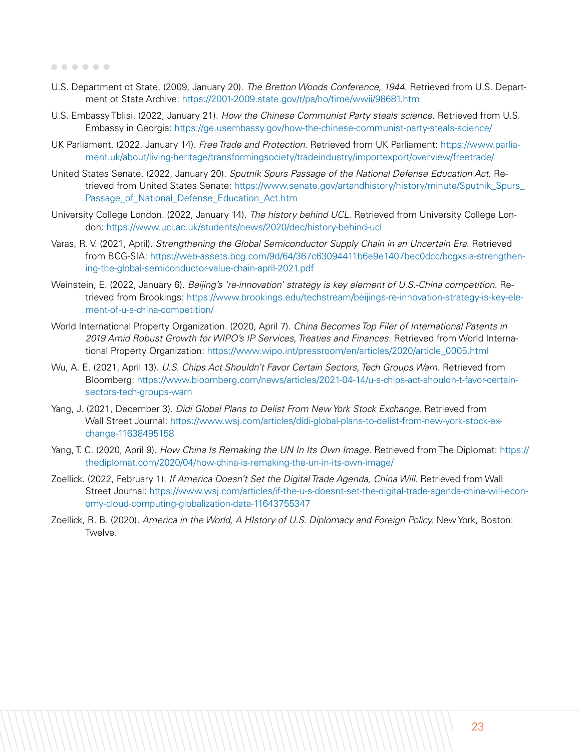U.S. Department ot State. (2009, January 20). *The Bretton Woods Conference, 1944*. Retrieved from U.S. Department ot State Archive: https://2001-2009.state.gov/r/pa/ho/time/wwii/98681.htm

U.S. Embassy Tblisi. (2022, January 21). *How the Chinese Communist Party steals science*. Retrieved from U.S. Embassy in Georgia: https://ge.usembassy.gov/how-the-chinese-communist-party-steals-science/

UK Parliament. (2022, January 14). *Free Trade and Protection*. Retrieved from UK Parliament: https://www.parliament.uk/about/living-heritage/transformingsociety/tradeindustry/importexport/overview/freetrade/

United States Senate. (2022, January 20). *Sputnik Spurs Passage of the National Defense Education Act*. Retrieved from United States Senate: https://www.senate.gov/artandhistory/history/minute/Sputnik_Spurs_Passage_of_National_Defense_Education_Act.htm

University College London. (2022, January 14). *The history behind UCL*. Retrieved from University College London: https://www.ucl.ac.uk/students/news/2020/dec/history-behind-ucl

Varas, R. V. (2021, April). *Strengthening the Global Semiconductor Supply Chain in an Uncertain Era.* Retrieved from BCG-SIA: https://web-assets.bcg.com/9d/64/367c63094411b6e9e1407bec0dcc/bcgxsia-strengthening-the-global-semiconductor-value-chain-april-2021.pdf

Weinstein, E. (2022, January 6). *Beijing's 're-innovation' strategy is key element of U.S.-China competition*. Retrieved from Brookings: https://www.brookings.edu/techstream/beijings-re-innovation-strategy-is-key-element-of-u-s-china-competition/

World International Property Organization. (2020, April 7). *China Becomes Top Filer of International Patents in 2019 Amid Robust Growth for WIPO's IP Services, Treaties and Finances*. Retrieved from World International Property Organization: https://www.wipo.int/pressroom/en/articles/2020/article_0005.html

Wu, A. E. (2021, April 13). *U.S. Chips Act Shouldn't Favor Certain Sectors, Tech Groups Warn*. Retrieved from Bloomberg: https://www.bloomberg.com/news/articles/2021-04-14/u-s-chips-act-shouldn-t-favor-certain-sectors-tech-groups-warn

Yang, J. (2021, December 3). *Didi Global Plans to Delist From New York Stock Exchange*. Retrieved from Wall Street Journal: https://www.wsj.com/articles/didi-global-plans-to-delist-from-new-york-stock-exchange-11638495158

Yang, T. C. (2020, April 9). *How China Is Remaking the UN In Its Own Image*. Retrieved from The Diplomat: https://thediplomat.com/2020/04/how-china-is-remaking-the-un-in-its-own-image/

Zoellick. (2022, February 1). *If America Doesn't Set the Digital Trade Agenda, China Will*. Retrieved from Wall Street Journal: https://www.wsj.com/articles/if-the-u-s-doesnt-set-the-digital-trade-agenda-china-will-economy-cloud-computing-globalization-data-11643755347

Zoellick, R. B. (2020). *America in the World, A HIstory of U.S. Diplomacy and Foreign Policy.* New York, Boston: Twelve.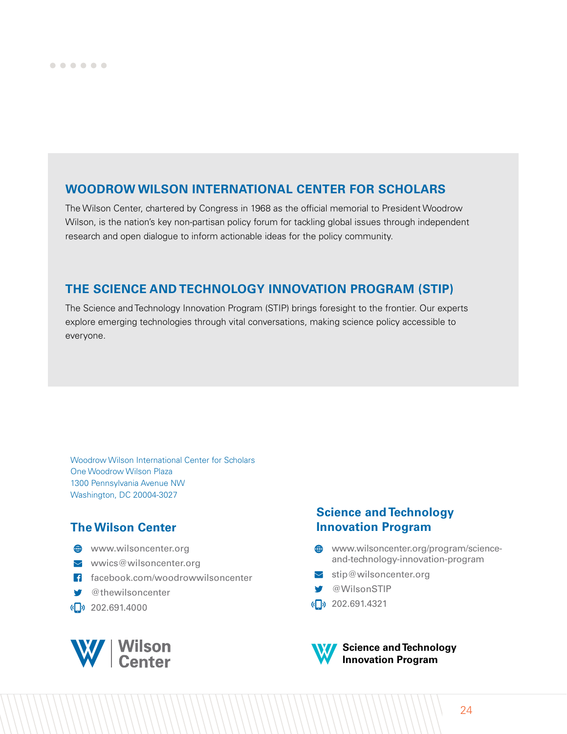## WOODROW WILSON INTERNATIONAL CENTER FOR SCHOLARS

The Wilson Center, chartered by Congress in 1968 as the official memorial to President Woodrow Wilson, is the nation's key non-partisan policy forum for tackling global issues through independent research and open dialogue to inform actionable ideas for the policy community.

## THE SCIENCE AND TECHNOLOGY INNOVATION PROGRAM (STIP)

The Science and Technology Innovation Program (STIP) brings foresight to the frontier. Our experts explore emerging technologies through vital conversations, making science policy accessible to everyone.

Woodrow Wilson International Center for Scholars
One Woodrow Wilson Plaza
1300 Pennsylvania Avenue NW
Washington, DC 20004-3027

### The Wilson Center

- www.wilsoncenter.org
- wwics@wilsoncenter.org
- facebook.com/woodrowwilsoncenter
- @thewilsoncenter
- 202.691.4000

### Science and Technology Innovation Program

- www.wilsoncenter.org/program/science-and-technology-innovation-program
- stip@wilsoncenter.org
- @WilsonSTIP
- 202.691.4321

Wilson Center

Science and Technology Innovation Program